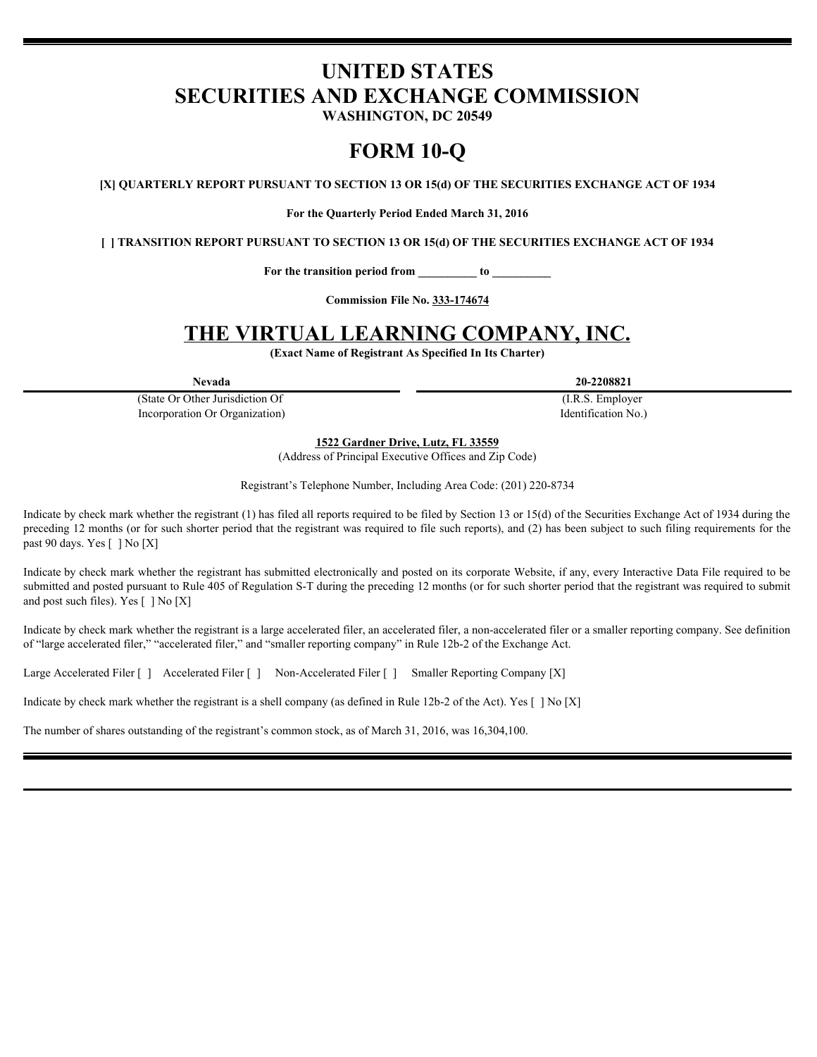# UNITED STATES
# SECURITIES AND EXCHANGE COMMISSION

**WASHINGTON, DC 20549**

# FORM 10-Q

**[X] QUARTERLY REPORT PURSUANT TO SECTION 13 OR 15(d) OF THE SECURITIES EXCHANGE ACT OF 1934**

**For the Quarterly Period Ended March 31, 2016**

**[ ] TRANSITION REPORT PURSUANT TO SECTION 13 OR 15(d) OF THE SECURITIES EXCHANGE ACT OF 1934**

**For the transition period from \_\_\_\_\_\_\_\_\_\_ to \_\_\_\_\_\_\_\_\_\_**

**Commission File No. 333-174674**

# THE VIRTUAL LEARNING COMPANY, INC.

**(Exact Name of Registrant As Specified In Its Charter)**

| **Nevada** | **20-2208821** |
|---|---|
| (State Or Other Jurisdiction Of Incorporation Or Organization) | (I.R.S. Employer Identification No.) |

**1522 Gardner Drive, Lutz, FL 33559**
(Address of Principal Executive Offices and Zip Code)

Registrant's Telephone Number, Including Area Code: (201) 220-8734

Indicate by check mark whether the registrant (1) has filed all reports required to be filed by Section 13 or 15(d) of the Securities Exchange Act of 1934 during the preceding 12 months (or for such shorter period that the registrant was required to file such reports), and (2) has been subject to such filing requirements for the past 90 days. Yes [ ] No [X]

Indicate by check mark whether the registrant has submitted electronically and posted on its corporate Website, if any, every Interactive Data File required to be submitted and posted pursuant to Rule 405 of Regulation S-T during the preceding 12 months (or for such shorter period that the registrant was required to submit and post such files). Yes [ ] No [X]

Indicate by check mark whether the registrant is a large accelerated filer, an accelerated filer, a non-accelerated filer or a smaller reporting company. See definition of "large accelerated filer," "accelerated filer," and "smaller reporting company" in Rule 12b-2 of the Exchange Act.

Large Accelerated Filer [ ]   Accelerated Filer [ ]   Non-Accelerated Filer [ ]   Smaller Reporting Company [X]

Indicate by check mark whether the registrant is a shell company (as defined in Rule 12b-2 of the Act). Yes [ ] No [X]

The number of shares outstanding of the registrant's common stock, as of March 31, 2016, was 16,304,100.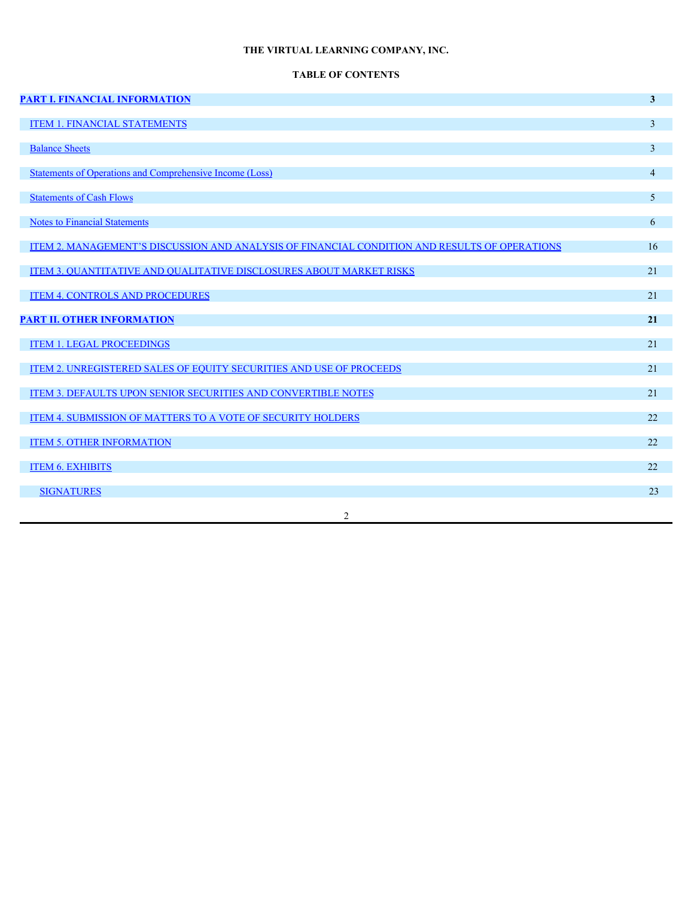**THE VIRTUAL LEARNING COMPANY, INC.**

**TABLE OF CONTENTS**

| | |
|---|---|
| **PART I. FINANCIAL INFORMATION** | **3** |
| ITEM 1. FINANCIAL STATEMENTS | 3 |
| Balance Sheets | 3 |
| Statements of Operations and Comprehensive Income (Loss) | 4 |
| Statements of Cash Flows | 5 |
| Notes to Financial Statements | 6 |
| ITEM 2. MANAGEMENT'S DISCUSSION AND ANALYSIS OF FINANCIAL CONDITION AND RESULTS OF OPERATIONS | 16 |
| ITEM 3. QUANTITATIVE AND QUALITATIVE DISCLOSURES ABOUT MARKET RISKS | 21 |
| ITEM 4. CONTROLS AND PROCEDURES | 21 |
| **PART II. OTHER INFORMATION** | **21** |
| ITEM 1. LEGAL PROCEEDINGS | 21 |
| ITEM 2. UNREGISTERED SALES OF EQUITY SECURITIES AND USE OF PROCEEDS | 21 |
| ITEM 3. DEFAULTS UPON SENIOR SECURITIES AND CONVERTIBLE NOTES | 21 |
| ITEM 4. SUBMISSION OF MATTERS TO A VOTE OF SECURITY HOLDERS | 22 |
| ITEM 5. OTHER INFORMATION | 22 |
| ITEM 6. EXHIBITS | 22 |
| SIGNATURES | 23 |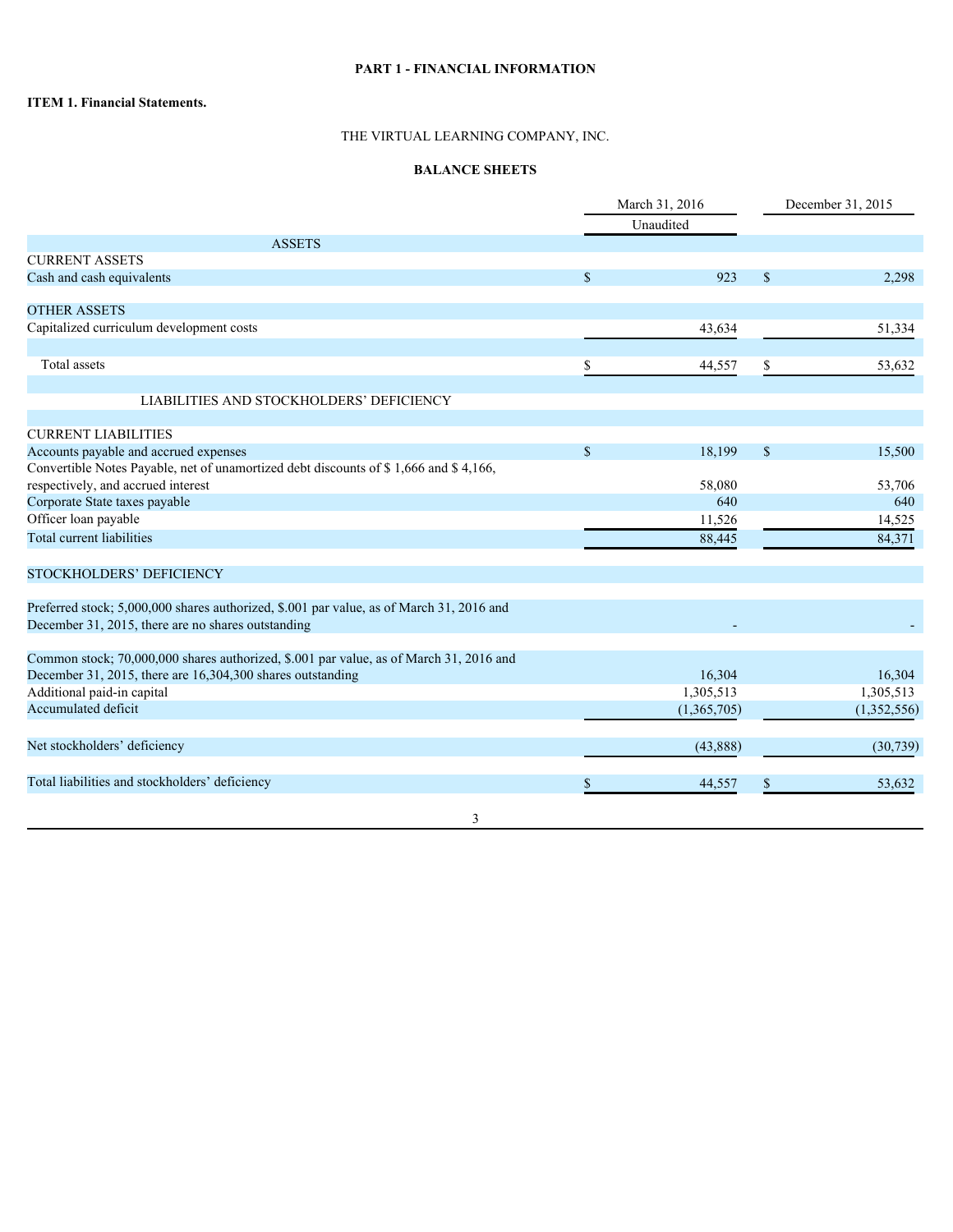# PART 1 - FINANCIAL INFORMATION

## ITEM 1. Financial Statements.

THE VIRTUAL LEARNING COMPANY, INC.

### BALANCE SHEETS

| | March 31, 2016 Unaudited | December 31, 2015 |
|---|---|---|
| **ASSETS** | | |
| CURRENT ASSETS | | |
| Cash and cash equivalents | $ 923 | $ 2,298 |
| | | |
| OTHER ASSETS | | |
| Capitalized curriculum development costs | 43,634 | 51,334 |
| | | |
| Total assets | $ 44,557 | $ 53,632 |
| | | |
| **LIABILITIES AND STOCKHOLDERS' DEFICIENCY** | | |
| | | |
| CURRENT LIABILITIES | | |
| Accounts payable and accrued expenses | $ 18,199 | $ 15,500 |
| Convertible Notes Payable, net of unamortized debt discounts of $ 1,666 and $ 4,166, respectively, and accrued interest | 58,080 | 53,706 |
| Corporate State taxes payable | 640 | 640 |
| Officer loan payable | 11,526 | 14,525 |
| Total current liabilities | 88,445 | 84,371 |
| | | |
| STOCKHOLDERS' DEFICIENCY | | |
| | | |
| Preferred stock; 5,000,000 shares authorized, $.001 par value, as of March 31, 2016 and December 31, 2015, there are no shares outstanding | - | - |
| | | |
| Common stock; 70,000,000 shares authorized, $.001 par value, as of March 31, 2016 and December 31, 2015, there are 16,304,300 shares outstanding | 16,304 | 16,304 |
| Additional paid-in capital | 1,305,513 | 1,305,513 |
| Accumulated deficit | (1,365,705) | (1,352,556) |
| | | |
| Net stockholders' deficiency | (43,888) | (30,739) |
| | | |
| Total liabilities and stockholders' deficiency | $ 44,557 | $ 53,632 |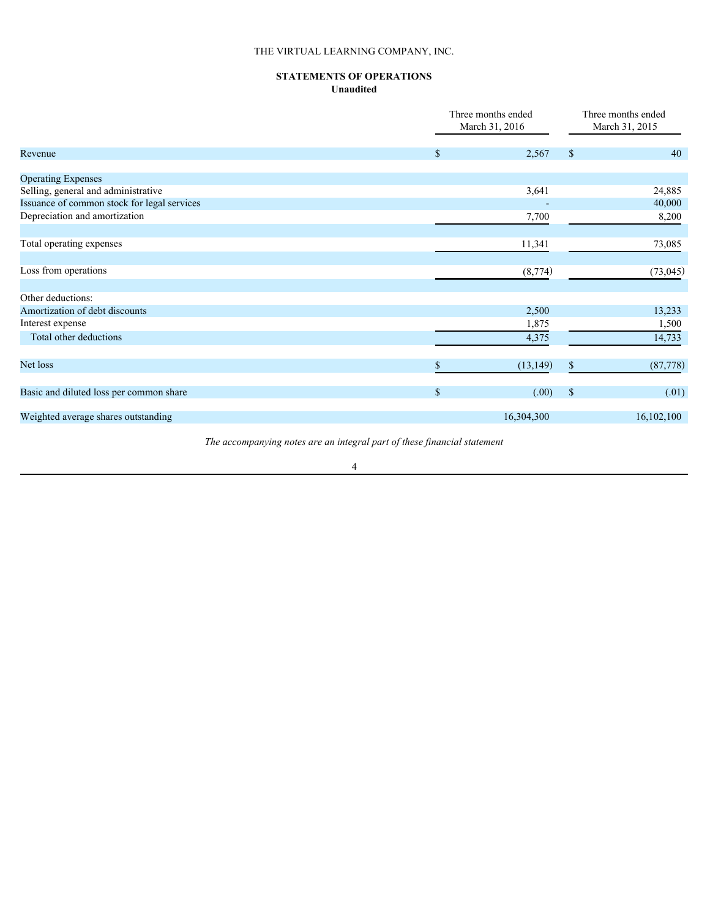THE VIRTUAL LEARNING COMPANY, INC.

**STATEMENTS OF OPERATIONS**
**Unaudited**

| | Three months ended March 31, 2016 | Three months ended March 31, 2015 |
|---|---|---|
| Revenue | $ 2,567 | $ 40 |
| Operating Expenses | | |
| Selling, general and administrative | 3,641 | 24,885 |
| Issuance of common stock for legal services | - | 40,000 |
| Depreciation and amortization | 7,700 | 8,200 |
| Total operating expenses | 11,341 | 73,085 |
| Loss from operations | (8,774) | (73,045) |
| Other deductions: | | |
| Amortization of debt discounts | 2,500 | 13,233 |
| Interest expense | 1,875 | 1,500 |
| Total other deductions | 4,375 | 14,733 |
| Net loss | $ (13,149) | $ (87,778) |
| Basic and diluted loss per common share | $ (.00) | $ (.01) |
| Weighted average shares outstanding | 16,304,300 | 16,102,100 |

*The accompanying notes are an integral part of these financial statement*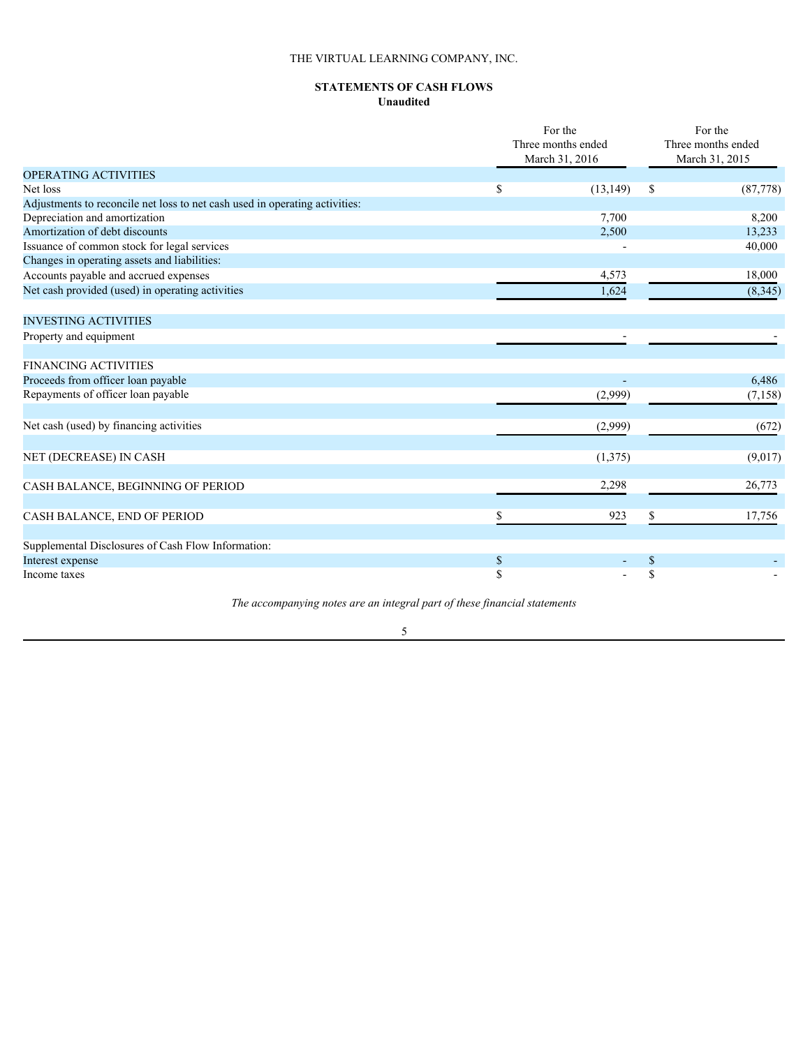THE VIRTUAL LEARNING COMPANY, INC.

**STATEMENTS OF CASH FLOWS**
**Unaudited**

| | For the Three months ended March 31, 2016 | For the Three months ended March 31, 2015 |
|---|---|---|
| OPERATING ACTIVITIES | | |
| Net loss | $ (13,149) | $ (87,778) |
| Adjustments to reconcile net loss to net cash used in operating activities: | | |
| Depreciation and amortization | 7,700 | 8,200 |
| Amortization of debt discounts | 2,500 | 13,233 |
| Issuance of common stock for legal services | - | 40,000 |
| Changes in operating assets and liabilities: | | |
| Accounts payable and accrued expenses | 4,573 | 18,000 |
| Net cash provided (used) in operating activities | 1,624 | (8,345) |
| | | |
| INVESTING ACTIVITIES | | |
| Property and equipment | - | - |
| | | |
| FINANCING ACTIVITIES | | |
| Proceeds from officer loan payable | - | 6,486 |
| Repayments of officer loan payable | (2,999) | (7,158) |
| | | |
| Net cash (used) by financing activities | (2,999) | (672) |
| | | |
| NET (DECREASE) IN CASH | (1,375) | (9,017) |
| | | |
| CASH BALANCE, BEGINNING OF PERIOD | 2,298 | 26,773 |
| | | |
| CASH BALANCE, END OF PERIOD | $ 923 | $ 17,756 |
| | | |
| Supplemental Disclosures of Cash Flow Information: | | |
| Interest expense | $ - | $ - |
| Income taxes | $ - | $ - |

*The accompanying notes are an integral part of these financial statements*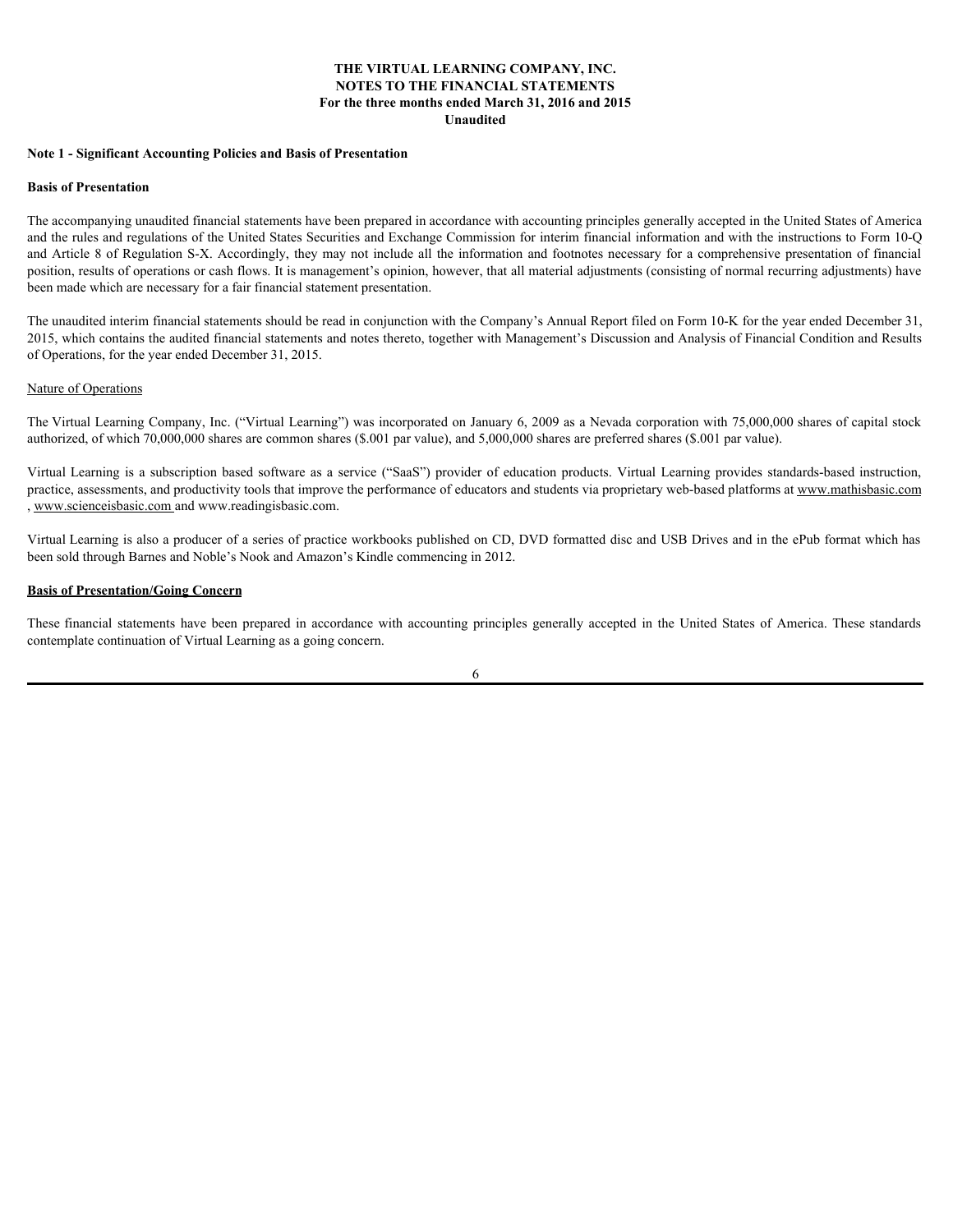# THE VIRTUAL LEARNING COMPANY, INC.
## NOTES TO THE FINANCIAL STATEMENTS
### For the three months ended March 31, 2016 and 2015
### Unaudited

**Note 1 - Significant Accounting Policies and Basis of Presentation**

**Basis of Presentation**

The accompanying unaudited financial statements have been prepared in accordance with accounting principles generally accepted in the United States of America and the rules and regulations of the United States Securities and Exchange Commission for interim financial information and with the instructions to Form 10-Q and Article 8 of Regulation S-X. Accordingly, they may not include all the information and footnotes necessary for a comprehensive presentation of financial position, results of operations or cash flows. It is management's opinion, however, that all material adjustments (consisting of normal recurring adjustments) have been made which are necessary for a fair financial statement presentation.

The unaudited interim financial statements should be read in conjunction with the Company's Annual Report filed on Form 10-K for the year ended December 31, 2015, which contains the audited financial statements and notes thereto, together with Management's Discussion and Analysis of Financial Condition and Results of Operations, for the year ended December 31, 2015.

Nature of Operations

The Virtual Learning Company, Inc. ("Virtual Learning") was incorporated on January 6, 2009 as a Nevada corporation with 75,000,000 shares of capital stock authorized, of which 70,000,000 shares are common shares ($.001 par value), and 5,000,000 shares are preferred shares ($.001 par value).

Virtual Learning is a subscription based software as a service ("SaaS") provider of education products. Virtual Learning provides standards-based instruction, practice, assessments, and productivity tools that improve the performance of educators and students via proprietary web-based platforms at www.mathisbasic.com , www.scienceisbasic.com and www.readingisbasic.com.

Virtual Learning is also a producer of a series of practice workbooks published on CD, DVD formatted disc and USB Drives and in the ePub format which has been sold through Barnes and Noble's Nook and Amazon's Kindle commencing in 2012.

**Basis of Presentation/Going Concern**

These financial statements have been prepared in accordance with accounting principles generally accepted in the United States of America. These standards contemplate continuation of Virtual Learning as a going concern.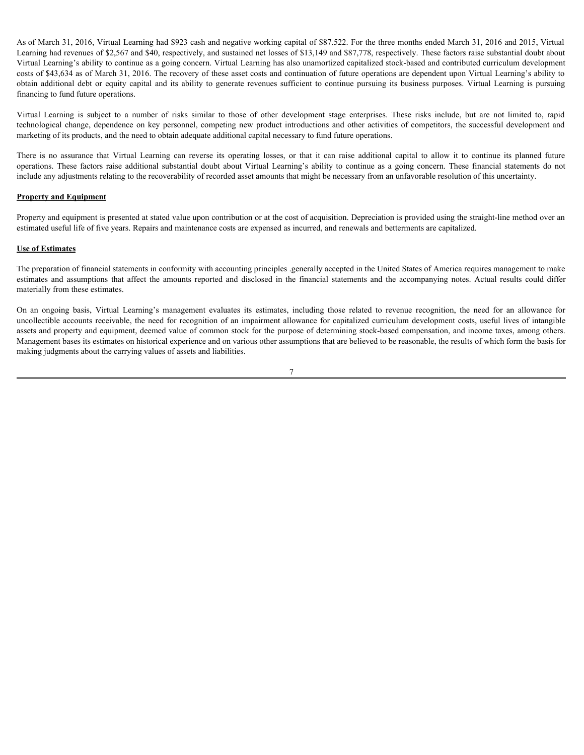As of March 31, 2016, Virtual Learning had $923 cash and negative working capital of $87.522. For the three months ended March 31, 2016 and 2015, Virtual Learning had revenues of $2,567 and $40, respectively, and sustained net losses of $13,149 and $87,778, respectively. These factors raise substantial doubt about Virtual Learning's ability to continue as a going concern. Virtual Learning has also unamortized capitalized stock-based and contributed curriculum development costs of $43,634 as of March 31, 2016. The recovery of these asset costs and continuation of future operations are dependent upon Virtual Learning's ability to obtain additional debt or equity capital and its ability to generate revenues sufficient to continue pursuing its business purposes. Virtual Learning is pursuing financing to fund future operations.

Virtual Learning is subject to a number of risks similar to those of other development stage enterprises. These risks include, but are not limited to, rapid technological change, dependence on key personnel, competing new product introductions and other activities of competitors, the successful development and marketing of its products, and the need to obtain adequate additional capital necessary to fund future operations.

There is no assurance that Virtual Learning can reverse its operating losses, or that it can raise additional capital to allow it to continue its planned future operations. These factors raise additional substantial doubt about Virtual Learning's ability to continue as a going concern. These financial statements do not include any adjustments relating to the recoverability of recorded asset amounts that might be necessary from an unfavorable resolution of this uncertainty.

**Property and Equipment**

Property and equipment is presented at stated value upon contribution or at the cost of acquisition. Depreciation is provided using the straight-line method over an estimated useful life of five years. Repairs and maintenance costs are expensed as incurred, and renewals and betterments are capitalized.

**Use of Estimates**

The preparation of financial statements in conformity with accounting principles .generally accepted in the United States of America requires management to make estimates and assumptions that affect the amounts reported and disclosed in the financial statements and the accompanying notes. Actual results could differ materially from these estimates.

On an ongoing basis, Virtual Learning's management evaluates its estimates, including those related to revenue recognition, the need for an allowance for uncollectible accounts receivable, the need for recognition of an impairment allowance for capitalized curriculum development costs, useful lives of intangible assets and property and equipment, deemed value of common stock for the purpose of determining stock-based compensation, and income taxes, among others. Management bases its estimates on historical experience and on various other assumptions that are believed to be reasonable, the results of which form the basis for making judgments about the carrying values of assets and liabilities.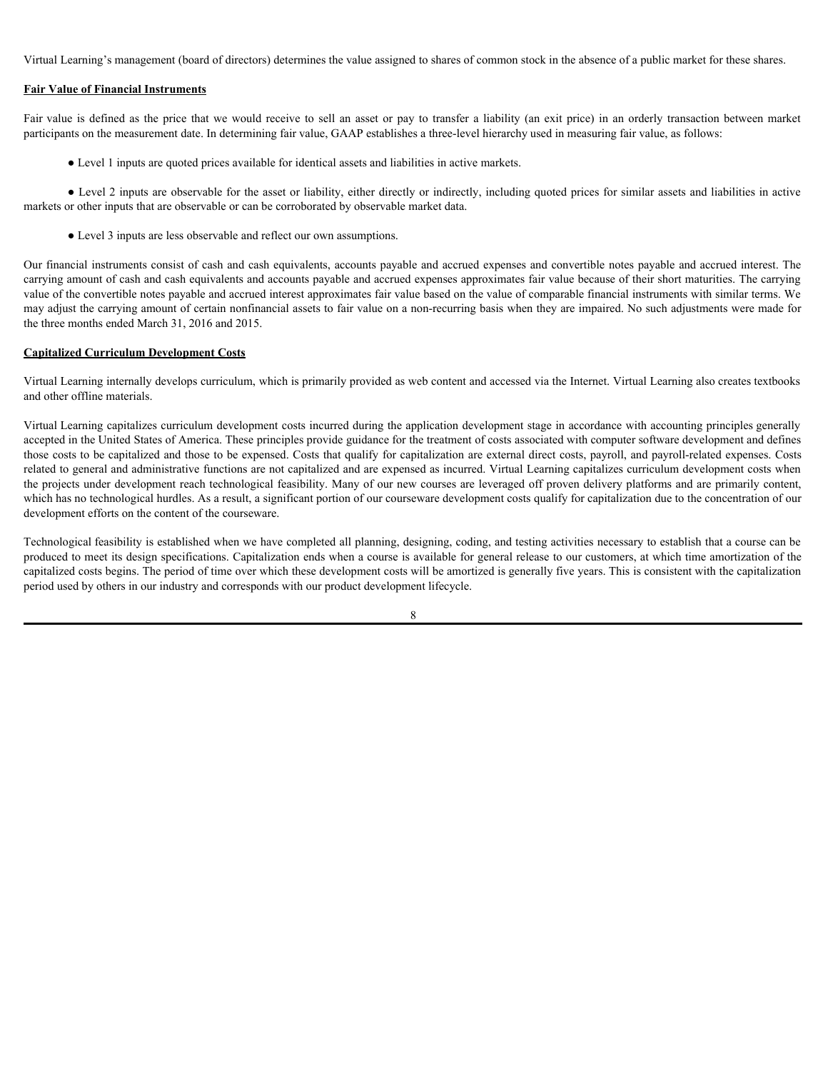Virtual Learning's management (board of directors) determines the value assigned to shares of common stock in the absence of a public market for these shares.

**Fair Value of Financial Instruments**

Fair value is defined as the price that we would receive to sell an asset or pay to transfer a liability (an exit price) in an orderly transaction between market participants on the measurement date. In determining fair value, GAAP establishes a three-level hierarchy used in measuring fair value, as follows:

- Level 1 inputs are quoted prices available for identical assets and liabilities in active markets.
- Level 2 inputs are observable for the asset or liability, either directly or indirectly, including quoted prices for similar assets and liabilities in active markets or other inputs that are observable or can be corroborated by observable market data.
- Level 3 inputs are less observable and reflect our own assumptions.

Our financial instruments consist of cash and cash equivalents, accounts payable and accrued expenses and convertible notes payable and accrued interest. The carrying amount of cash and cash equivalents and accounts payable and accrued expenses approximates fair value because of their short maturities. The carrying value of the convertible notes payable and accrued interest approximates fair value based on the value of comparable financial instruments with similar terms. We may adjust the carrying amount of certain nonfinancial assets to fair value on a non-recurring basis when they are impaired. No such adjustments were made for the three months ended March 31, 2016 and 2015.

**Capitalized Curriculum Development Costs**

Virtual Learning internally develops curriculum, which is primarily provided as web content and accessed via the Internet. Virtual Learning also creates textbooks and other offline materials.

Virtual Learning capitalizes curriculum development costs incurred during the application development stage in accordance with accounting principles generally accepted in the United States of America. These principles provide guidance for the treatment of costs associated with computer software development and defines those costs to be capitalized and those to be expensed. Costs that qualify for capitalization are external direct costs, payroll, and payroll-related expenses. Costs related to general and administrative functions are not capitalized and are expensed as incurred. Virtual Learning capitalizes curriculum development costs when the projects under development reach technological feasibility. Many of our new courses are leveraged off proven delivery platforms and are primarily content, which has no technological hurdles. As a result, a significant portion of our courseware development costs qualify for capitalization due to the concentration of our development efforts on the content of the courseware.

Technological feasibility is established when we have completed all planning, designing, coding, and testing activities necessary to establish that a course can be produced to meet its design specifications. Capitalization ends when a course is available for general release to our customers, at which time amortization of the capitalized costs begins. The period of time over which these development costs will be amortized is generally five years. This is consistent with the capitalization period used by others in our industry and corresponds with our product development lifecycle.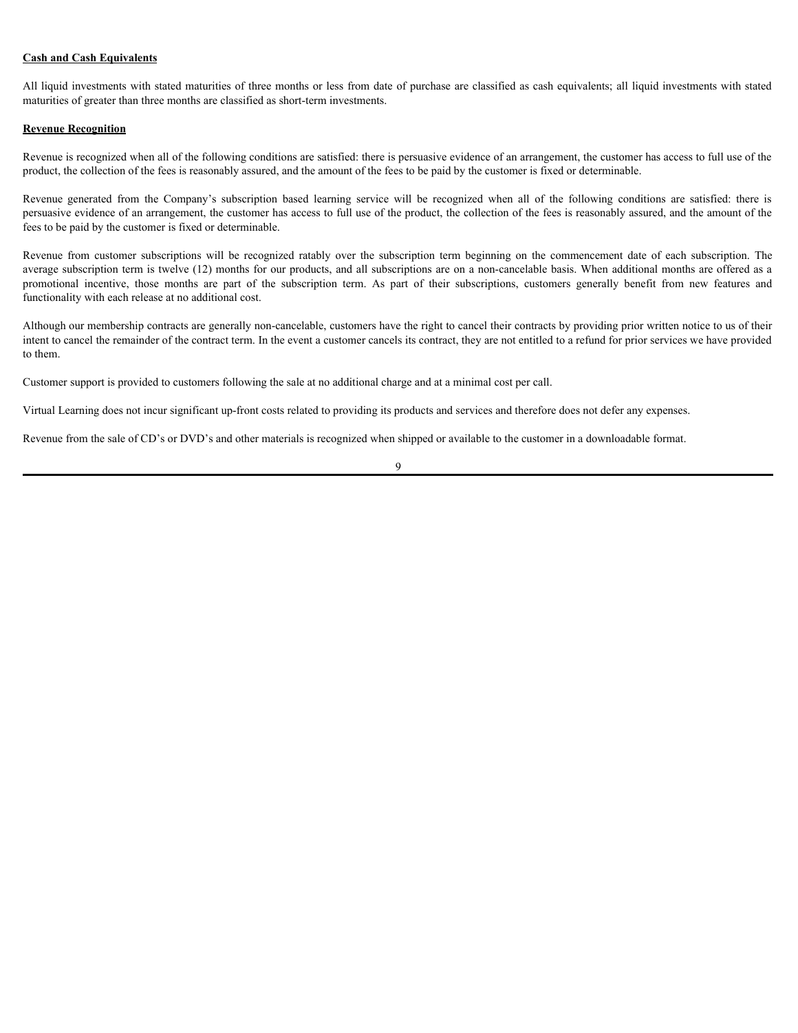**Cash and Cash Equivalents**

All liquid investments with stated maturities of three months or less from date of purchase are classified as cash equivalents; all liquid investments with stated maturities of greater than three months are classified as short-term investments.

**Revenue Recognition**

Revenue is recognized when all of the following conditions are satisfied: there is persuasive evidence of an arrangement, the customer has access to full use of the product, the collection of the fees is reasonably assured, and the amount of the fees to be paid by the customer is fixed or determinable.

Revenue generated from the Company's subscription based learning service will be recognized when all of the following conditions are satisfied: there is persuasive evidence of an arrangement, the customer has access to full use of the product, the collection of the fees is reasonably assured, and the amount of the fees to be paid by the customer is fixed or determinable.

Revenue from customer subscriptions will be recognized ratably over the subscription term beginning on the commencement date of each subscription. The average subscription term is twelve (12) months for our products, and all subscriptions are on a non-cancelable basis. When additional months are offered as a promotional incentive, those months are part of the subscription term. As part of their subscriptions, customers generally benefit from new features and functionality with each release at no additional cost.

Although our membership contracts are generally non-cancelable, customers have the right to cancel their contracts by providing prior written notice to us of their intent to cancel the remainder of the contract term. In the event a customer cancels its contract, they are not entitled to a refund for prior services we have provided to them.

Customer support is provided to customers following the sale at no additional charge and at a minimal cost per call.

Virtual Learning does not incur significant up-front costs related to providing its products and services and therefore does not defer any expenses.

Revenue from the sale of CD's or DVD's and other materials is recognized when shipped or available to the customer in a downloadable format.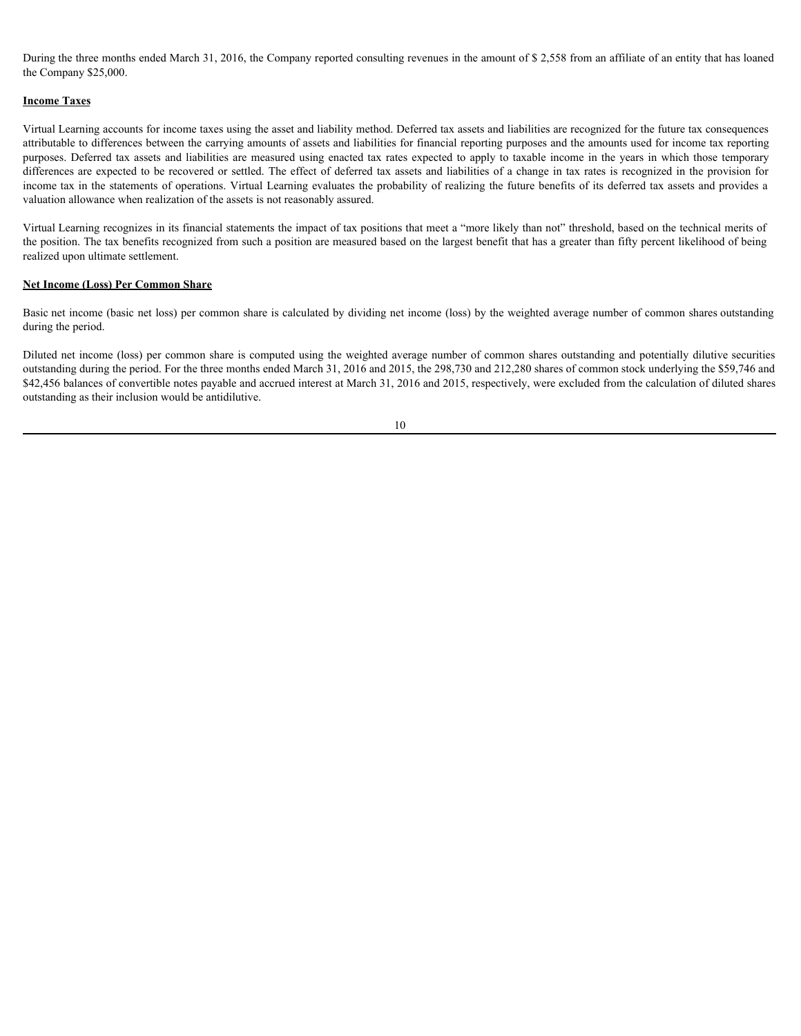During the three months ended March 31, 2016, the Company reported consulting revenues in the amount of $ 2,558 from an affiliate of an entity that has loaned the Company $25,000.

**Income Taxes**

Virtual Learning accounts for income taxes using the asset and liability method. Deferred tax assets and liabilities are recognized for the future tax consequences attributable to differences between the carrying amounts of assets and liabilities for financial reporting purposes and the amounts used for income tax reporting purposes. Deferred tax assets and liabilities are measured using enacted tax rates expected to apply to taxable income in the years in which those temporary differences are expected to be recovered or settled. The effect of deferred tax assets and liabilities of a change in tax rates is recognized in the provision for income tax in the statements of operations. Virtual Learning evaluates the probability of realizing the future benefits of its deferred tax assets and provides a valuation allowance when realization of the assets is not reasonably assured.

Virtual Learning recognizes in its financial statements the impact of tax positions that meet a "more likely than not" threshold, based on the technical merits of the position. The tax benefits recognized from such a position are measured based on the largest benefit that has a greater than fifty percent likelihood of being realized upon ultimate settlement.

**Net Income (Loss) Per Common Share**

Basic net income (basic net loss) per common share is calculated by dividing net income (loss) by the weighted average number of common shares outstanding during the period.

Diluted net income (loss) per common share is computed using the weighted average number of common shares outstanding and potentially dilutive securities outstanding during the period. For the three months ended March 31, 2016 and 2015, the 298,730 and 212,280 shares of common stock underlying the $59,746 and $42,456 balances of convertible notes payable and accrued interest at March 31, 2016 and 2015, respectively, were excluded from the calculation of diluted shares outstanding as their inclusion would be antidilutive.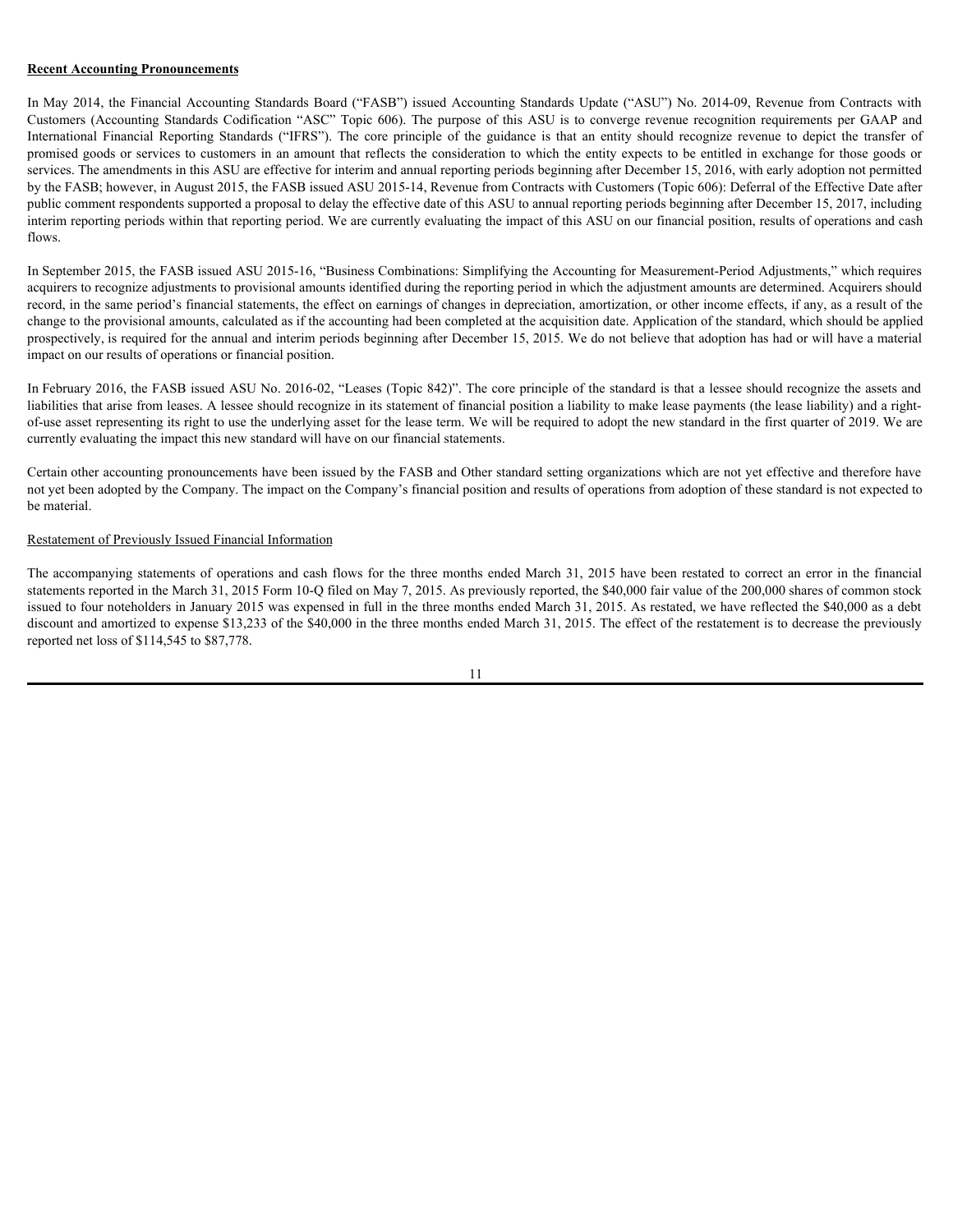**Recent Accounting Pronouncements**

In May 2014, the Financial Accounting Standards Board ("FASB") issued Accounting Standards Update ("ASU") No. 2014-09, Revenue from Contracts with Customers (Accounting Standards Codification "ASC" Topic 606). The purpose of this ASU is to converge revenue recognition requirements per GAAP and International Financial Reporting Standards ("IFRS"). The core principle of the guidance is that an entity should recognize revenue to depict the transfer of promised goods or services to customers in an amount that reflects the consideration to which the entity expects to be entitled in exchange for those goods or services. The amendments in this ASU are effective for interim and annual reporting periods beginning after December 15, 2016, with early adoption not permitted by the FASB; however, in August 2015, the FASB issued ASU 2015-14, Revenue from Contracts with Customers (Topic 606): Deferral of the Effective Date after public comment respondents supported a proposal to delay the effective date of this ASU to annual reporting periods beginning after December 15, 2017, including interim reporting periods within that reporting period. We are currently evaluating the impact of this ASU on our financial position, results of operations and cash flows.

In September 2015, the FASB issued ASU 2015-16, "Business Combinations: Simplifying the Accounting for Measurement-Period Adjustments," which requires acquirers to recognize adjustments to provisional amounts identified during the reporting period in which the adjustment amounts are determined. Acquirers should record, in the same period's financial statements, the effect on earnings of changes in depreciation, amortization, or other income effects, if any, as a result of the change to the provisional amounts, calculated as if the accounting had been completed at the acquisition date. Application of the standard, which should be applied prospectively, is required for the annual and interim periods beginning after December 15, 2015. We do not believe that adoption has had or will have a material impact on our results of operations or financial position.

In February 2016, the FASB issued ASU No. 2016-02, "Leases (Topic 842)". The core principle of the standard is that a lessee should recognize the assets and liabilities that arise from leases. A lessee should recognize in its statement of financial position a liability to make lease payments (the lease liability) and a right-of-use asset representing its right to use the underlying asset for the lease term. We will be required to adopt the new standard in the first quarter of 2019. We are currently evaluating the impact this new standard will have on our financial statements.

Certain other accounting pronouncements have been issued by the FASB and Other standard setting organizations which are not yet effective and therefore have not yet been adopted by the Company. The impact on the Company's financial position and results of operations from adoption of these standard is not expected to be material.

Restatement of Previously Issued Financial Information

The accompanying statements of operations and cash flows for the three months ended March 31, 2015 have been restated to correct an error in the financial statements reported in the March 31, 2015 Form 10-Q filed on May 7, 2015. As previously reported, the $40,000 fair value of the 200,000 shares of common stock issued to four noteholders in January 2015 was expensed in full in the three months ended March 31, 2015. As restated, we have reflected the $40,000 as a debt discount and amortized to expense $13,233 of the $40,000 in the three months ended March 31, 2015. The effect of the restatement is to decrease the previously reported net loss of $114,545 to $87,778.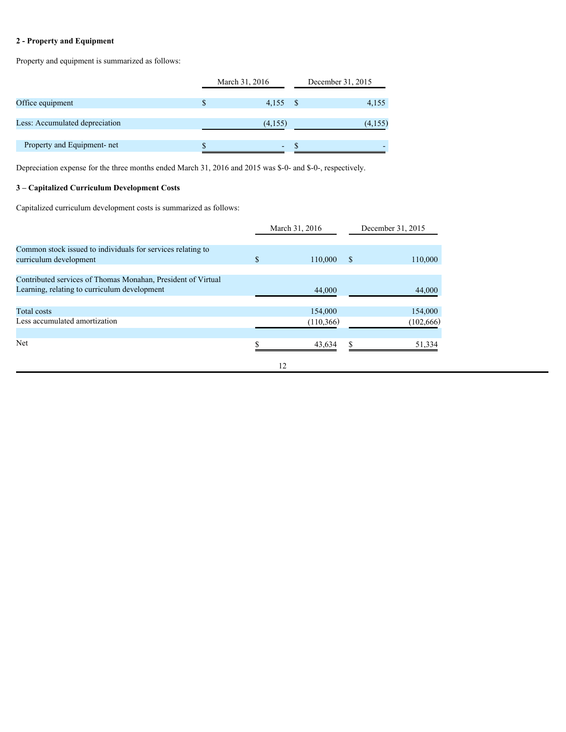## 2 - Property and Equipment

Property and equipment is summarized as follows:

| | March 31, 2016 | December 31, 2015 |
|---|---|---|
| Office equipment | $ 4,155 | $ 4,155 |
| Less: Accumulated depreciation | (4,155) | (4,155) |
| Property and Equipment- net | $ - | $ - |

Depreciation expense for the three months ended March 31, 2016 and 2015 was $-0- and $-0-, respectively.

## 3 – Capitalized Curriculum Development Costs

Capitalized curriculum development costs is summarized as follows:

| | March 31, 2016 | December 31, 2015 |
|---|---|---|
| Common stock issued to individuals for services relating to curriculum development | $ 110,000 | $ 110,000 |
| Contributed services of Thomas Monahan, President of Virtual Learning, relating to curriculum development | 44,000 | 44,000 |
| Total costs | 154,000 | 154,000 |
| Less accumulated amortization | (110,366) | (102,666) |
| Net | $ 43,634 | $ 51,334 |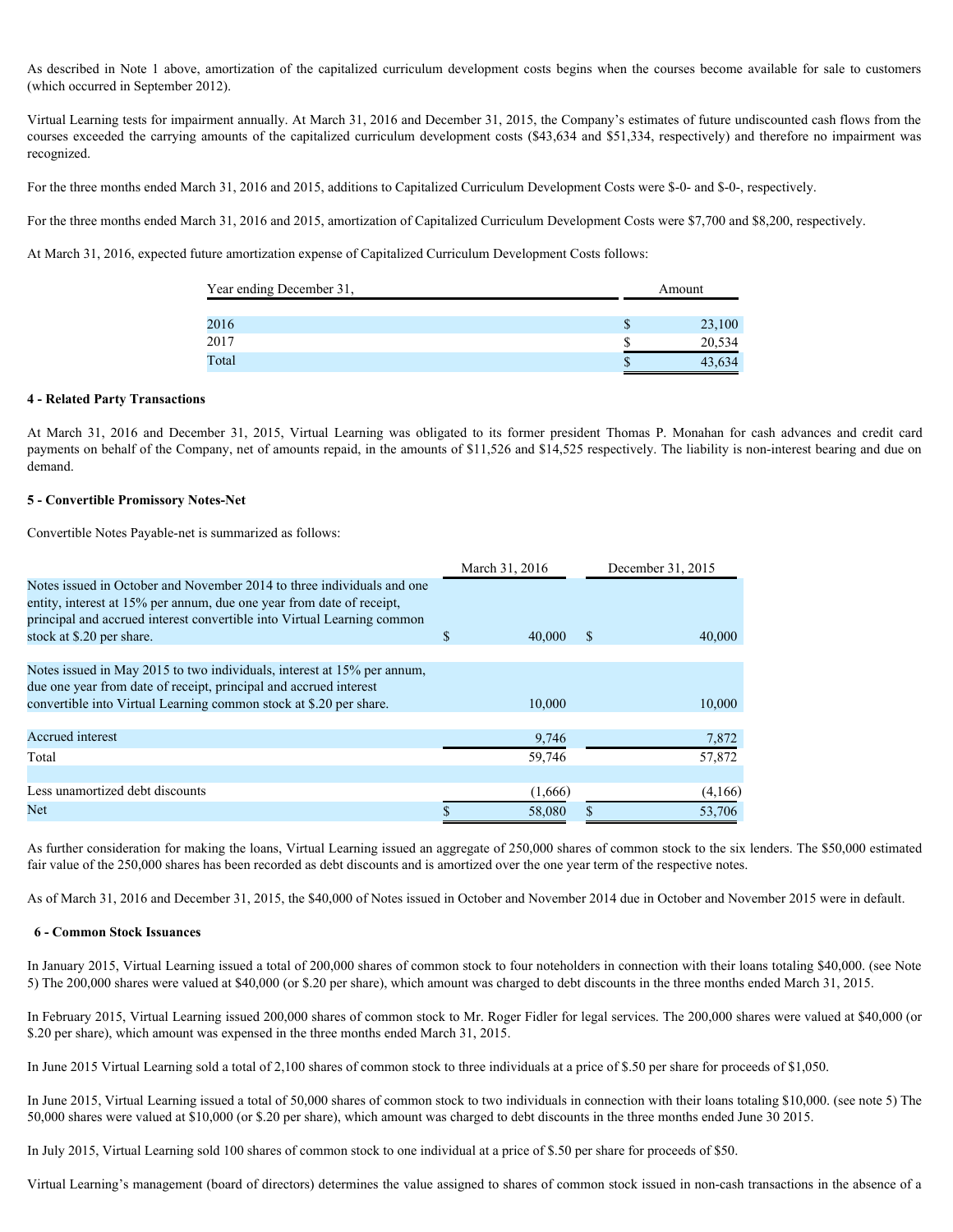As described in Note 1 above, amortization of the capitalized curriculum development costs begins when the courses become available for sale to customers (which occurred in September 2012).

Virtual Learning tests for impairment annually. At March 31, 2016 and December 31, 2015, the Company's estimates of future undiscounted cash flows from the courses exceeded the carrying amounts of the capitalized curriculum development costs ($43,634 and $51,334, respectively) and therefore no impairment was recognized.

For the three months ended March 31, 2016 and 2015, additions to Capitalized Curriculum Development Costs were $-0- and $-0-, respectively.

For the three months ended March 31, 2016 and 2015, amortization of Capitalized Curriculum Development Costs were $7,700 and $8,200, respectively.

At March 31, 2016, expected future amortization expense of Capitalized Curriculum Development Costs follows:

| Year ending December 31, | Amount |
|---|---|
| 2016 | $ 23,100 |
| 2017 | $ 20,534 |
| Total | $ 43,634 |

**4 - Related Party Transactions**

At March 31, 2016 and December 31, 2015, Virtual Learning was obligated to its former president Thomas P. Monahan for cash advances and credit card payments on behalf of the Company, net of amounts repaid, in the amounts of $11,526 and $14,525 respectively. The liability is non-interest bearing and due on demand.

**5 - Convertible Promissory Notes-Net**

Convertible Notes Payable-net is summarized as follows:

| | March 31, 2016 | December 31, 2015 |
|---|---|---|
| Notes issued in October and November 2014 to three individuals and one entity, interest at 15% per annum, due one year from date of receipt, principal and accrued interest convertible into Virtual Learning common stock at $.20 per share. | $ 40,000 | $ 40,000 |
| Notes issued in May 2015 to two individuals, interest at 15% per annum, due one year from date of receipt, principal and accrued interest convertible into Virtual Learning common stock at $.20 per share. | 10,000 | 10,000 |
| Accrued interest | 9,746 | 7,872 |
| Total | 59,746 | 57,872 |
| Less unamortized debt discounts | (1,666) | (4,166) |
| Net | $ 58,080 | $ 53,706 |

As further consideration for making the loans, Virtual Learning issued an aggregate of 250,000 shares of common stock to the six lenders. The $50,000 estimated fair value of the 250,000 shares has been recorded as debt discounts and is amortized over the one year term of the respective notes.

As of March 31, 2016 and December 31, 2015, the $40,000 of Notes issued in October and November 2014 due in October and November 2015 were in default.

**6 - Common Stock Issuances**

In January 2015, Virtual Learning issued a total of 200,000 shares of common stock to four noteholders in connection with their loans totaling $40,000. (see Note 5) The 200,000 shares were valued at $40,000 (or $.20 per share), which amount was charged to debt discounts in the three months ended March 31, 2015.

In February 2015, Virtual Learning issued 200,000 shares of common stock to Mr. Roger Fidler for legal services. The 200,000 shares were valued at $40,000 (or $.20 per share), which amount was expensed in the three months ended March 31, 2015.

In June 2015 Virtual Learning sold a total of 2,100 shares of common stock to three individuals at a price of $.50 per share for proceeds of $1,050.

In June 2015, Virtual Learning issued a total of 50,000 shares of common stock to two individuals in connection with their loans totaling $10,000. (see note 5) The 50,000 shares were valued at $10,000 (or $.20 per share), which amount was charged to debt discounts in the three months ended June 30 2015.

In July 2015, Virtual Learning sold 100 shares of common stock to one individual at a price of $.50 per share for proceeds of $50.

Virtual Learning's management (board of directors) determines the value assigned to shares of common stock issued in non-cash transactions in the absence of a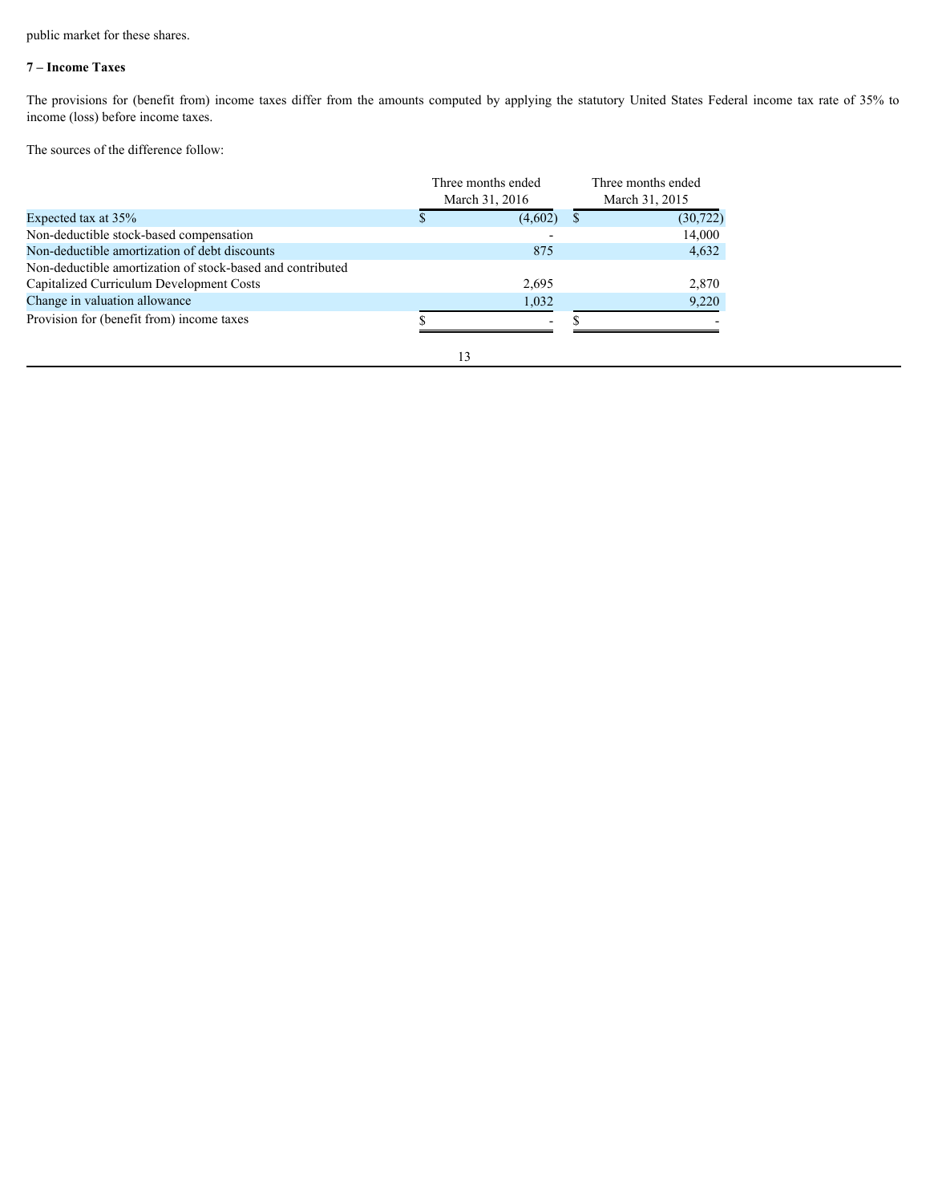public market for these shares.

**7 – Income Taxes**

The provisions for (benefit from) income taxes differ from the amounts computed by applying the statutory United States Federal income tax rate of 35% to income (loss) before income taxes.

The sources of the difference follow:

| | Three months ended March 31, 2016 | Three months ended March 31, 2015 |
|---|---|---|
| Expected tax at 35% | $ (4,602) | $ (30,722) |
| Non-deductible stock-based compensation | - | 14,000 |
| Non-deductible amortization of debt discounts | 875 | 4,632 |
| Non-deductible amortization of stock-based and contributed Capitalized Curriculum Development Costs | 2,695 | 2,870 |
| Change in valuation allowance | 1,032 | 9,220 |
| Provision for (benefit from) income taxes | $ - | $ - |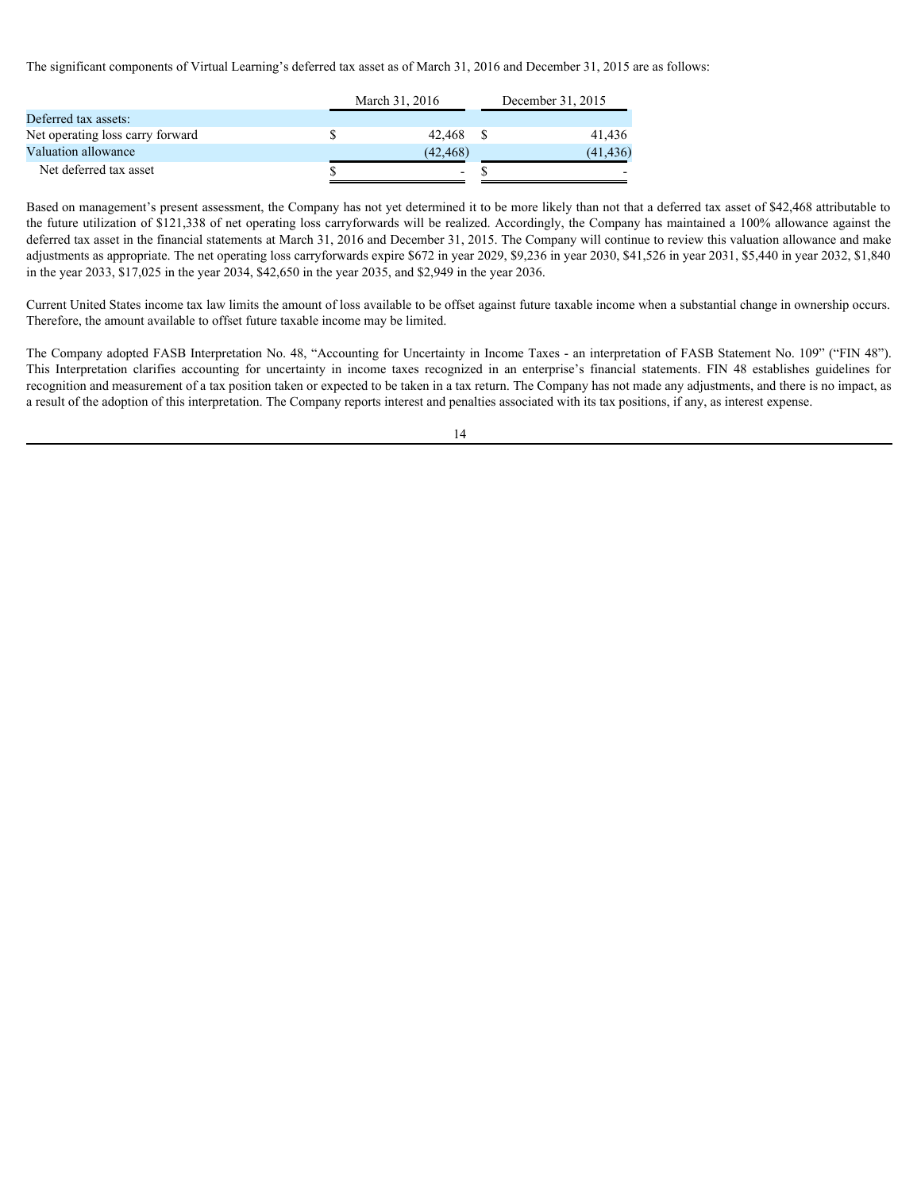The significant components of Virtual Learning's deferred tax asset as of March 31, 2016 and December 31, 2015 are as follows:

| | March 31, 2016 | December 31, 2015 |
|---|---|---|
| Deferred tax assets: | | |
| Net operating loss carry forward | $ 42,468 | $ 41,436 |
| Valuation allowance | (42,468) | (41,436) |
| Net deferred tax asset | $ - | $ - |

Based on management's present assessment, the Company has not yet determined it to be more likely than not that a deferred tax asset of $42,468 attributable to the future utilization of $121,338 of net operating loss carryforwards will be realized. Accordingly, the Company has maintained a 100% allowance against the deferred tax asset in the financial statements at March 31, 2016 and December 31, 2015. The Company will continue to review this valuation allowance and make adjustments as appropriate. The net operating loss carryforwards expire $672 in year 2029, $9,236 in year 2030, $41,526 in year 2031, $5,440 in year 2032, $1,840 in the year 2033, $17,025 in the year 2034, $42,650 in the year 2035, and $2,949 in the year 2036.

Current United States income tax law limits the amount of loss available to be offset against future taxable income when a substantial change in ownership occurs. Therefore, the amount available to offset future taxable income may be limited.

The Company adopted FASB Interpretation No. 48, "Accounting for Uncertainty in Income Taxes - an interpretation of FASB Statement No. 109" ("FIN 48"). This Interpretation clarifies accounting for uncertainty in income taxes recognized in an enterprise's financial statements. FIN 48 establishes guidelines for recognition and measurement of a tax position taken or expected to be taken in a tax return. The Company has not made any adjustments, and there is no impact, as a result of the adoption of this interpretation. The Company reports interest and penalties associated with its tax positions, if any, as interest expense.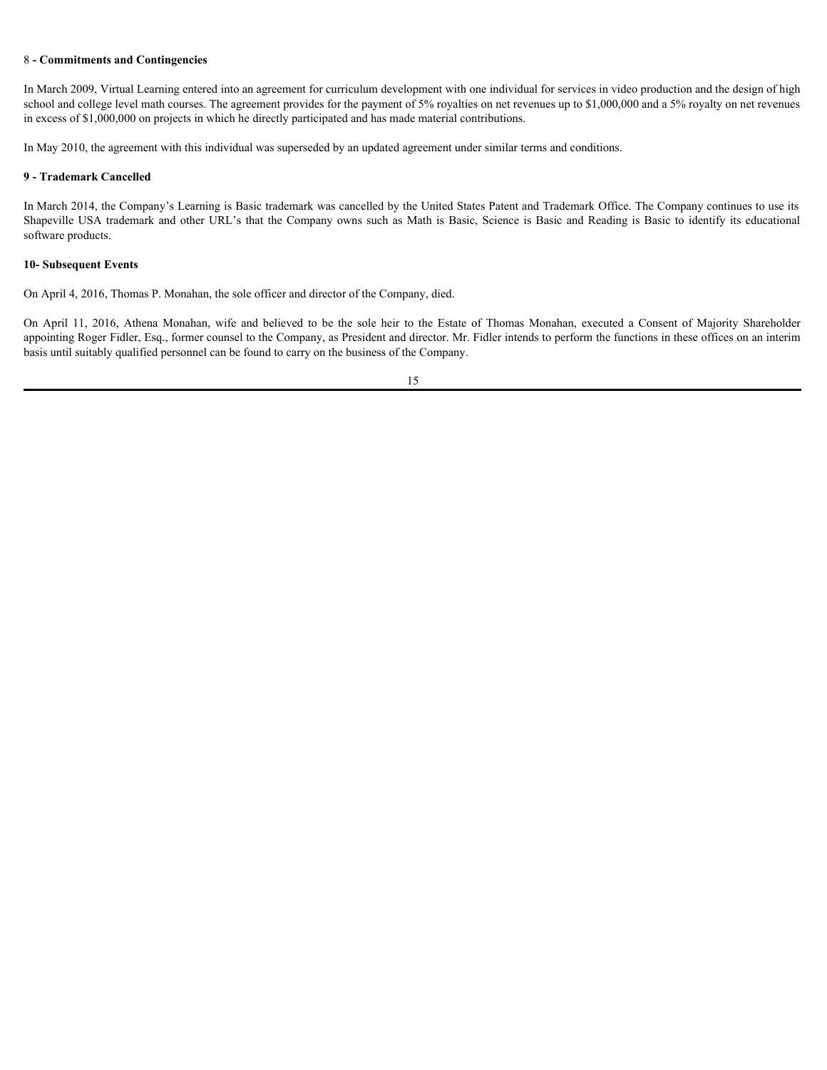### 8 - Commitments and Contingencies

In March 2009, Virtual Learning entered into an agreement for curriculum development with one individual for services in video production and the design of high school and college level math courses. The agreement provides for the payment of 5% royalties on net revenues up to $1,000,000 and a 5% royalty on net revenues in excess of $1,000,000 on projects in which he directly participated and has made material contributions.

In May 2010, the agreement with this individual was superseded by an updated agreement under similar terms and conditions.

### 9 - Trademark Cancelled

In March 2014, the Company's Learning is Basic trademark was cancelled by the United States Patent and Trademark Office. The Company continues to use its Shapeville USA trademark and other URL's that the Company owns such as Math is Basic, Science is Basic and Reading is Basic to identify its educational software products.

### 10- Subsequent Events

On April 4, 2016, Thomas P. Monahan, the sole officer and director of the Company, died.

On April 11, 2016, Athena Monahan, wife and believed to be the sole heir to the Estate of Thomas Monahan, executed a Consent of Majority Shareholder appointing Roger Fidler, Esq., former counsel to the Company, as President and director. Mr. Fidler intends to perform the functions in these offices on an interim basis until suitably qualified personnel can be found to carry on the business of the Company.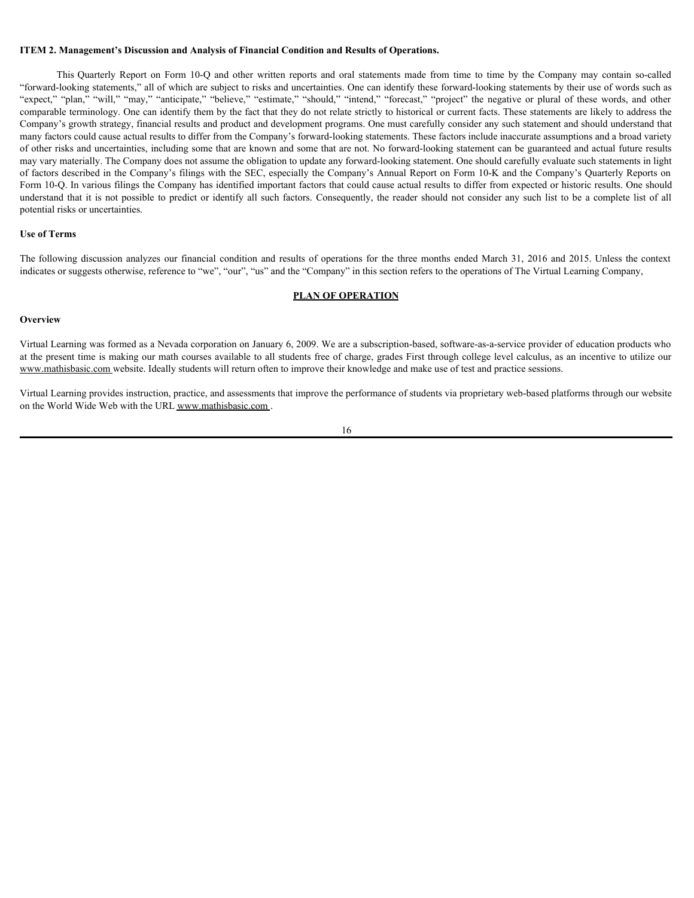**ITEM 2. Management's Discussion and Analysis of Financial Condition and Results of Operations.**

This Quarterly Report on Form 10-Q and other written reports and oral statements made from time to time by the Company may contain so-called "forward-looking statements," all of which are subject to risks and uncertainties. One can identify these forward-looking statements by their use of words such as "expect," "plan," "will," "may," "anticipate," "believe," "estimate," "should," "intend," "forecast," "project" the negative or plural of these words, and other comparable terminology. One can identify them by the fact that they do not relate strictly to historical or current facts. These statements are likely to address the Company's growth strategy, financial results and product and development programs. One must carefully consider any such statement and should understand that many factors could cause actual results to differ from the Company's forward-looking statements. These factors include inaccurate assumptions and a broad variety of other risks and uncertainties, including some that are known and some that are not. No forward-looking statement can be guaranteed and actual future results may vary materially. The Company does not assume the obligation to update any forward-looking statement. One should carefully evaluate such statements in light of factors described in the Company's filings with the SEC, especially the Company's Annual Report on Form 10-K and the Company's Quarterly Reports on Form 10-Q. In various filings the Company has identified important factors that could cause actual results to differ from expected or historic results. One should understand that it is not possible to predict or identify all such factors. Consequently, the reader should not consider any such list to be a complete list of all potential risks or uncertainties.

**Use of Terms**

The following discussion analyzes our financial condition and results of operations for the three months ended March 31, 2016 and 2015. Unless the context indicates or suggests otherwise, reference to "we", "our", "us" and the "Company" in this section refers to the operations of The Virtual Learning Company,

**PLAN OF OPERATION**

**Overview**

Virtual Learning was formed as a Nevada corporation on January 6, 2009. We are a subscription-based, software-as-a-service provider of education products who at the present time is making our math courses available to all students free of charge, grades First through college level calculus, as an incentive to utilize our www.mathisbasic.com website. Ideally students will return often to improve their knowledge and make use of test and practice sessions.

Virtual Learning provides instruction, practice, and assessments that improve the performance of students via proprietary web-based platforms through our website on the World Wide Web with the URL www.mathisbasic.com .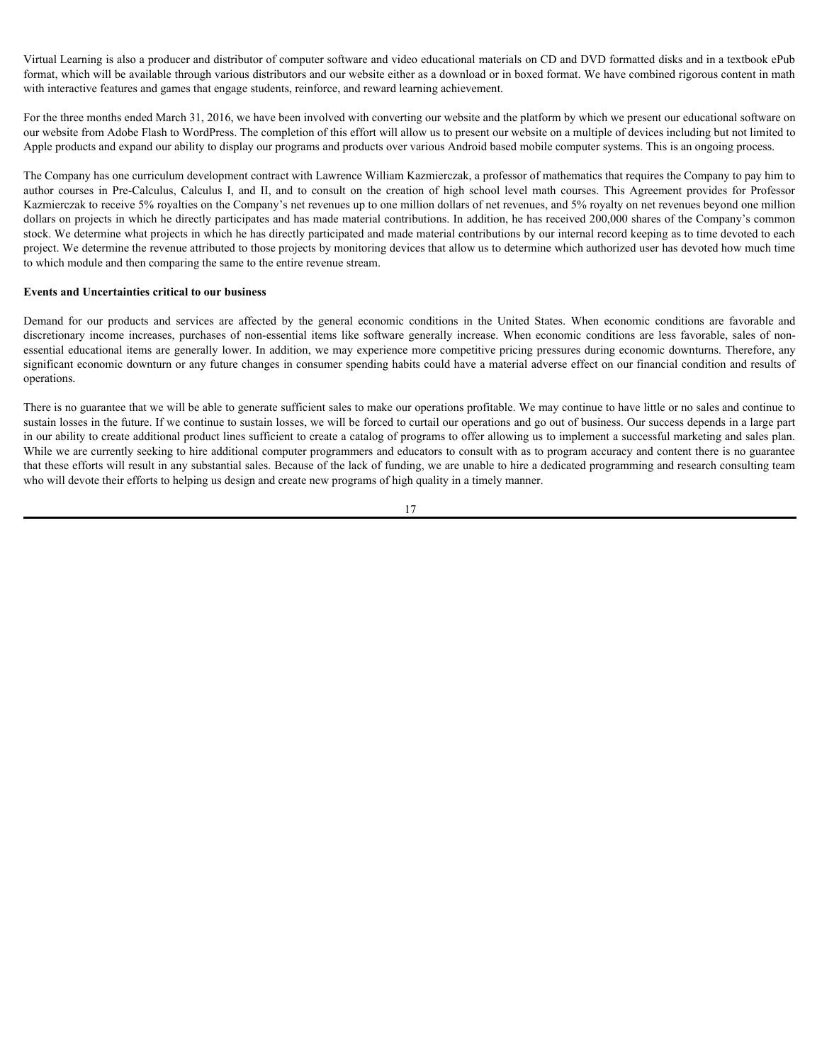Virtual Learning is also a producer and distributor of computer software and video educational materials on CD and DVD formatted disks and in a textbook ePub format, which will be available through various distributors and our website either as a download or in boxed format. We have combined rigorous content in math with interactive features and games that engage students, reinforce, and reward learning achievement.

For the three months ended March 31, 2016, we have been involved with converting our website and the platform by which we present our educational software on our website from Adobe Flash to WordPress. The completion of this effort will allow us to present our website on a multiple of devices including but not limited to Apple products and expand our ability to display our programs and products over various Android based mobile computer systems. This is an ongoing process.

The Company has one curriculum development contract with Lawrence William Kazmierczak, a professor of mathematics that requires the Company to pay him to author courses in Pre-Calculus, Calculus I, and II, and to consult on the creation of high school level math courses. This Agreement provides for Professor Kazmierczak to receive 5% royalties on the Company's net revenues up to one million dollars of net revenues, and 5% royalty on net revenues beyond one million dollars on projects in which he directly participates and has made material contributions. In addition, he has received 200,000 shares of the Company's common stock. We determine what projects in which he has directly participated and made material contributions by our internal record keeping as to time devoted to each project. We determine the revenue attributed to those projects by monitoring devices that allow us to determine which authorized user has devoted how much time to which module and then comparing the same to the entire revenue stream.

**Events and Uncertainties critical to our business**

Demand for our products and services are affected by the general economic conditions in the United States. When economic conditions are favorable and discretionary income increases, purchases of non-essential items like software generally increase. When economic conditions are less favorable, sales of non-essential educational items are generally lower. In addition, we may experience more competitive pricing pressures during economic downturns. Therefore, any significant economic downturn or any future changes in consumer spending habits could have a material adverse effect on our financial condition and results of operations.

There is no guarantee that we will be able to generate sufficient sales to make our operations profitable. We may continue to have little or no sales and continue to sustain losses in the future. If we continue to sustain losses, we will be forced to curtail our operations and go out of business. Our success depends in a large part in our ability to create additional product lines sufficient to create a catalog of programs to offer allowing us to implement a successful marketing and sales plan. While we are currently seeking to hire additional computer programmers and educators to consult with as to program accuracy and content there is no guarantee that these efforts will result in any substantial sales. Because of the lack of funding, we are unable to hire a dedicated programming and research consulting team who will devote their efforts to helping us design and create new programs of high quality in a timely manner.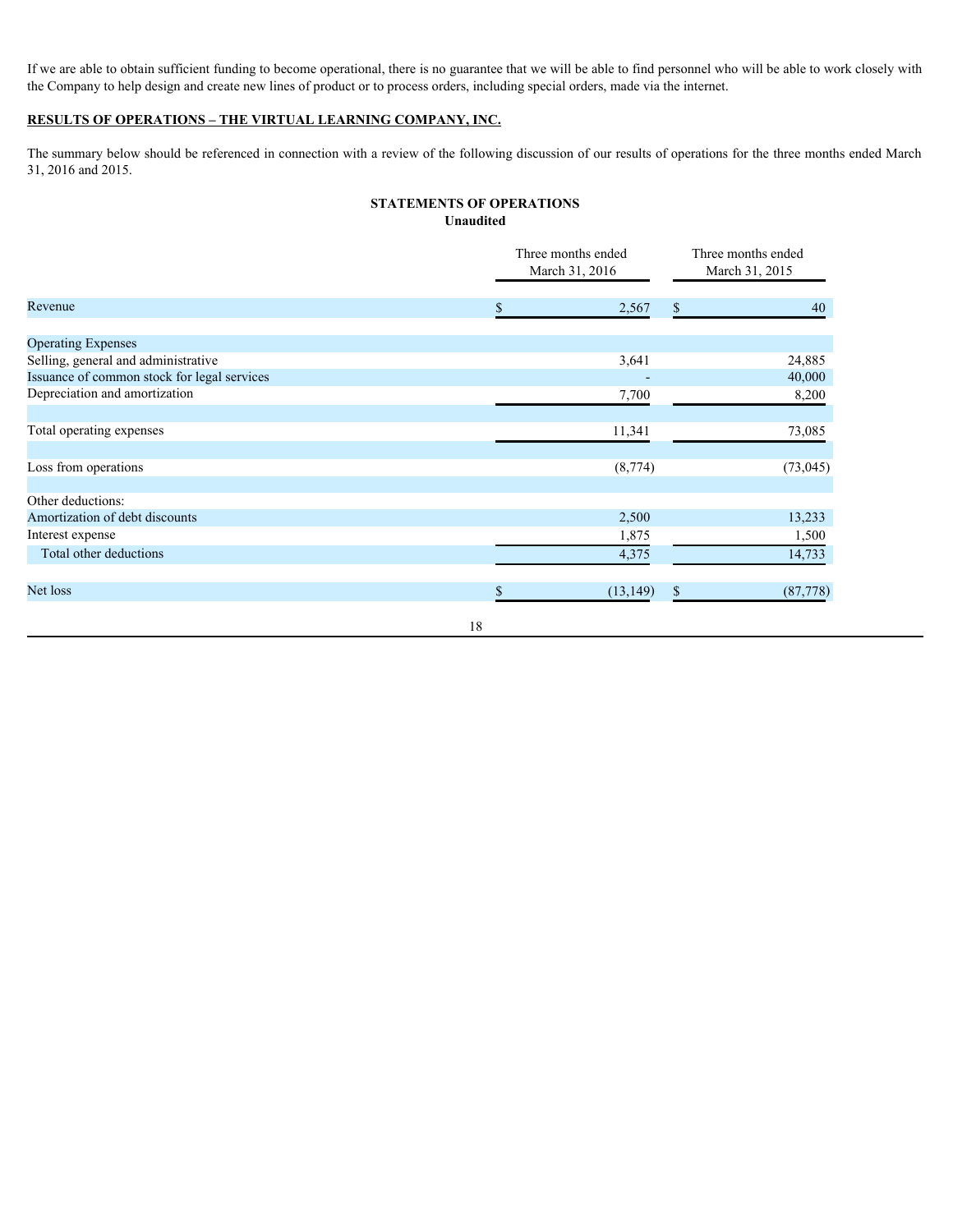If we are able to obtain sufficient funding to become operational, there is no guarantee that we will be able to find personnel who will be able to work closely with the Company to help design and create new lines of product or to process orders, including special orders, made via the internet.

## RESULTS OF OPERATIONS – THE VIRTUAL LEARNING COMPANY, INC.

The summary below should be referenced in connection with a review of the following discussion of our results of operations for the three months ended March 31, 2016 and 2015.

**STATEMENTS OF OPERATIONS**
**Unaudited**

| | Three months ended March 31, 2016 | Three months ended March 31, 2015 |
|---|---|---|
| Revenue | $ 2,567 | $ 40 |
| | | |
| Operating Expenses | | |
| Selling, general and administrative | 3,641 | 24,885 |
| Issuance of common stock for legal services | - | 40,000 |
| Depreciation and amortization | 7,700 | 8,200 |
| | | |
| Total operating expenses | 11,341 | 73,085 |
| | | |
| Loss from operations | (8,774) | (73,045) |
| | | |
| Other deductions: | | |
| Amortization of debt discounts | 2,500 | 13,233 |
| Interest expense | 1,875 | 1,500 |
| Total other deductions | 4,375 | 14,733 |
| | | |
| Net loss | $ (13,149) | $ (87,778) |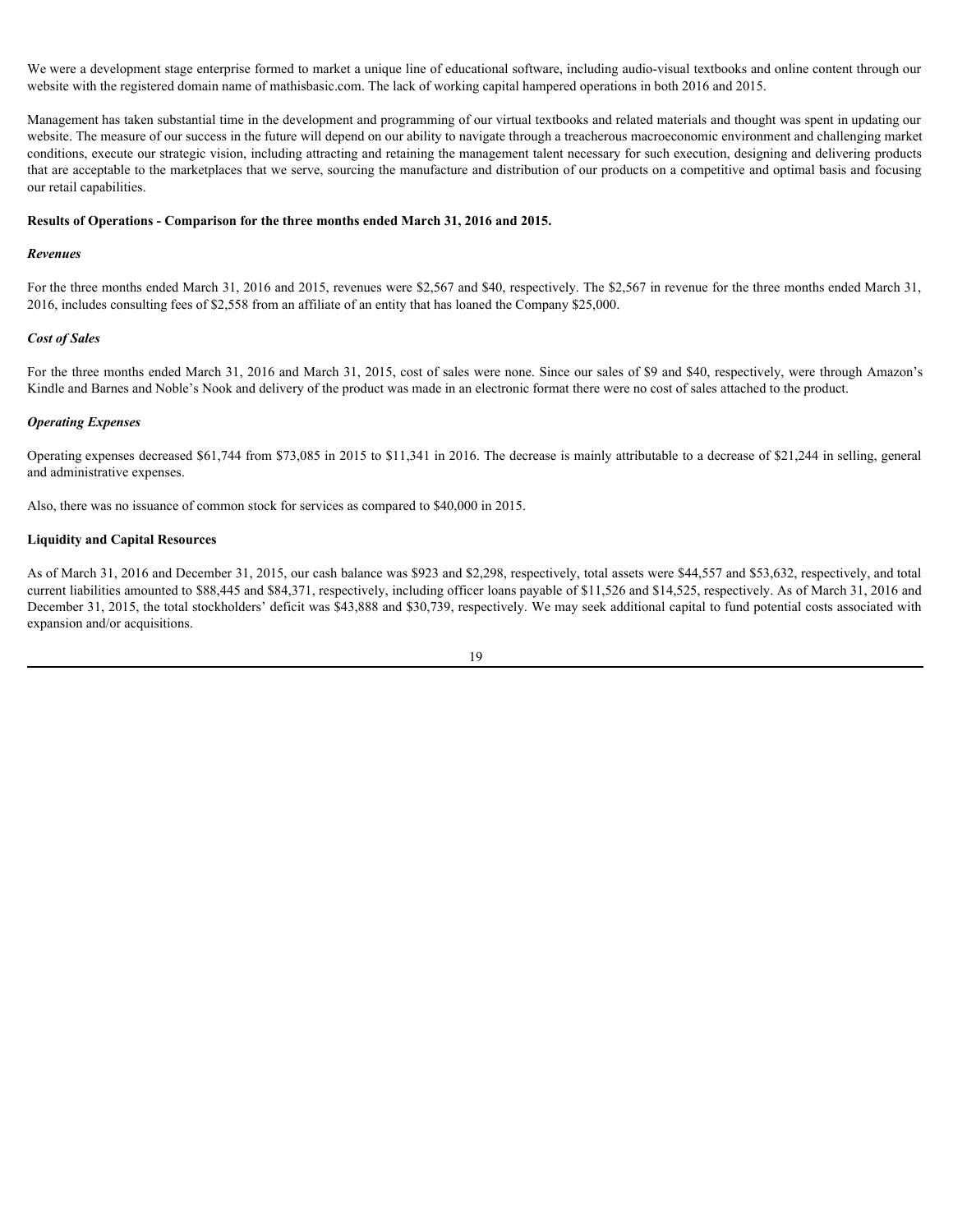We were a development stage enterprise formed to market a unique line of educational software, including audio-visual textbooks and online content through our website with the registered domain name of mathisbasic.com. The lack of working capital hampered operations in both 2016 and 2015.

Management has taken substantial time in the development and programming of our virtual textbooks and related materials and thought was spent in updating our website. The measure of our success in the future will depend on our ability to navigate through a treacherous macroeconomic environment and challenging market conditions, execute our strategic vision, including attracting and retaining the management talent necessary for such execution, designing and delivering products that are acceptable to the marketplaces that we serve, sourcing the manufacture and distribution of our products on a competitive and optimal basis and focusing our retail capabilities.

**Results of Operations - Comparison for the three months ended March 31, 2016 and 2015.**

***Revenues***

For the three months ended March 31, 2016 and 2015, revenues were $2,567 and $40, respectively. The $2,567 in revenue for the three months ended March 31, 2016, includes consulting fees of $2,558 from an affiliate of an entity that has loaned the Company $25,000.

***Cost of Sales***

For the three months ended March 31, 2016 and March 31, 2015, cost of sales were none. Since our sales of $9 and $40, respectively, were through Amazon's Kindle and Barnes and Noble's Nook and delivery of the product was made in an electronic format there were no cost of sales attached to the product.

***Operating Expenses***

Operating expenses decreased $61,744 from $73,085 in 2015 to $11,341 in 2016. The decrease is mainly attributable to a decrease of $21,244 in selling, general and administrative expenses.

Also, there was no issuance of common stock for services as compared to $40,000 in 2015.

**Liquidity and Capital Resources**

As of March 31, 2016 and December 31, 2015, our cash balance was $923 and $2,298, respectively, total assets were $44,557 and $53,632, respectively, and total current liabilities amounted to $88,445 and $84,371, respectively, including officer loans payable of $11,526 and $14,525, respectively. As of March 31, 2016 and December 31, 2015, the total stockholders' deficit was $43,888 and $30,739, respectively. We may seek additional capital to fund potential costs associated with expansion and/or acquisitions.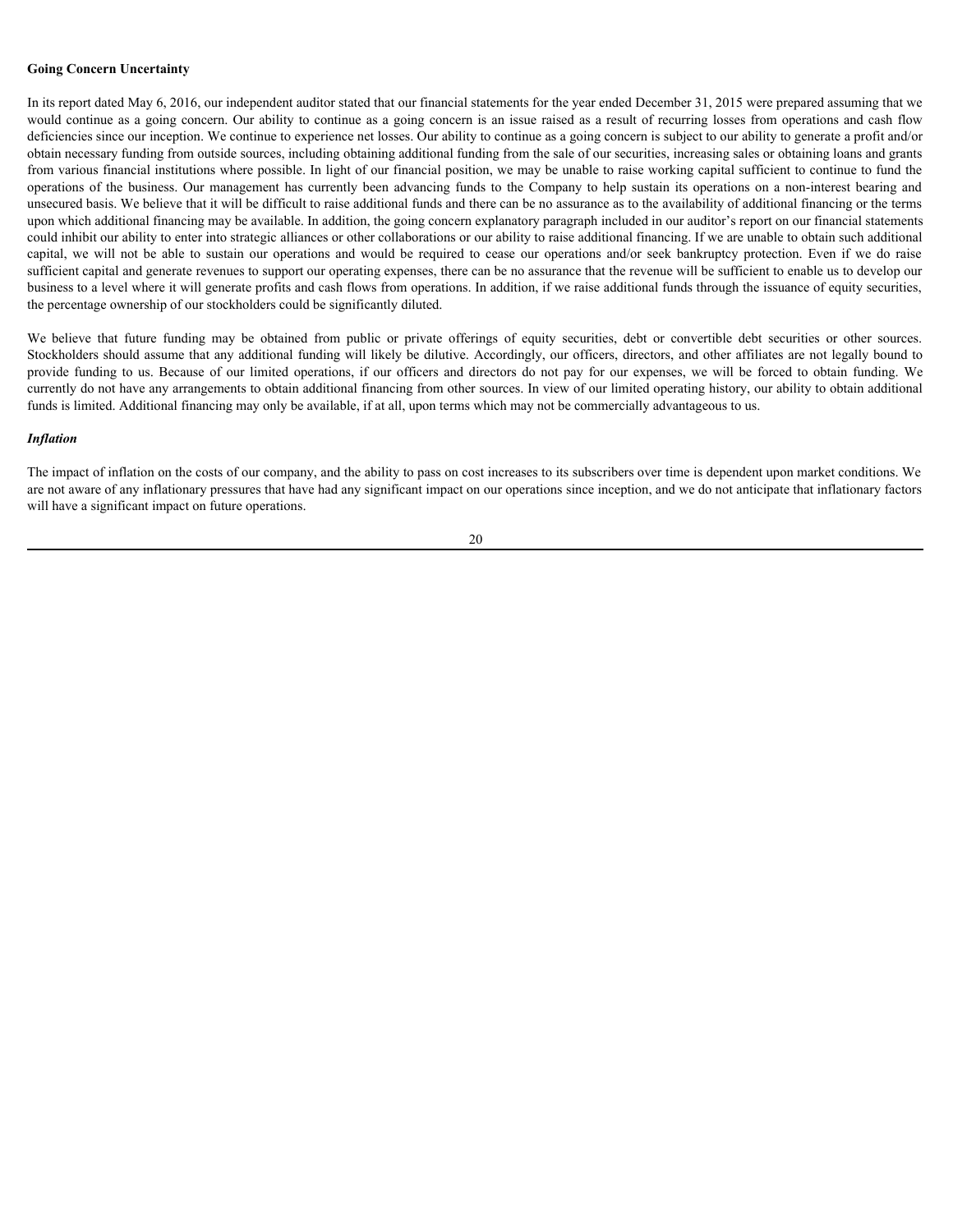**Going Concern Uncertainty**

In its report dated May 6, 2016, our independent auditor stated that our financial statements for the year ended December 31, 2015 were prepared assuming that we would continue as a going concern. Our ability to continue as a going concern is an issue raised as a result of recurring losses from operations and cash flow deficiencies since our inception. We continue to experience net losses. Our ability to continue as a going concern is subject to our ability to generate a profit and/or obtain necessary funding from outside sources, including obtaining additional funding from the sale of our securities, increasing sales or obtaining loans and grants from various financial institutions where possible. In light of our financial position, we may be unable to raise working capital sufficient to continue to fund the operations of the business. Our management has currently been advancing funds to the Company to help sustain its operations on a non-interest bearing and unsecured basis. We believe that it will be difficult to raise additional funds and there can be no assurance as to the availability of additional financing or the terms upon which additional financing may be available. In addition, the going concern explanatory paragraph included in our auditor's report on our financial statements could inhibit our ability to enter into strategic alliances or other collaborations or our ability to raise additional financing. If we are unable to obtain such additional capital, we will not be able to sustain our operations and would be required to cease our operations and/or seek bankruptcy protection. Even if we do raise sufficient capital and generate revenues to support our operating expenses, there can be no assurance that the revenue will be sufficient to enable us to develop our business to a level where it will generate profits and cash flows from operations. In addition, if we raise additional funds through the issuance of equity securities, the percentage ownership of our stockholders could be significantly diluted.

We believe that future funding may be obtained from public or private offerings of equity securities, debt or convertible debt securities or other sources. Stockholders should assume that any additional funding will likely be dilutive. Accordingly, our officers, directors, and other affiliates are not legally bound to provide funding to us. Because of our limited operations, if our officers and directors do not pay for our expenses, we will be forced to obtain funding. We currently do not have any arrangements to obtain additional financing from other sources. In view of our limited operating history, our ability to obtain additional funds is limited. Additional financing may only be available, if at all, upon terms which may not be commercially advantageous to us.

***Inflation***

The impact of inflation on the costs of our company, and the ability to pass on cost increases to its subscribers over time is dependent upon market conditions. We are not aware of any inflationary pressures that have had any significant impact on our operations since inception, and we do not anticipate that inflationary factors will have a significant impact on future operations.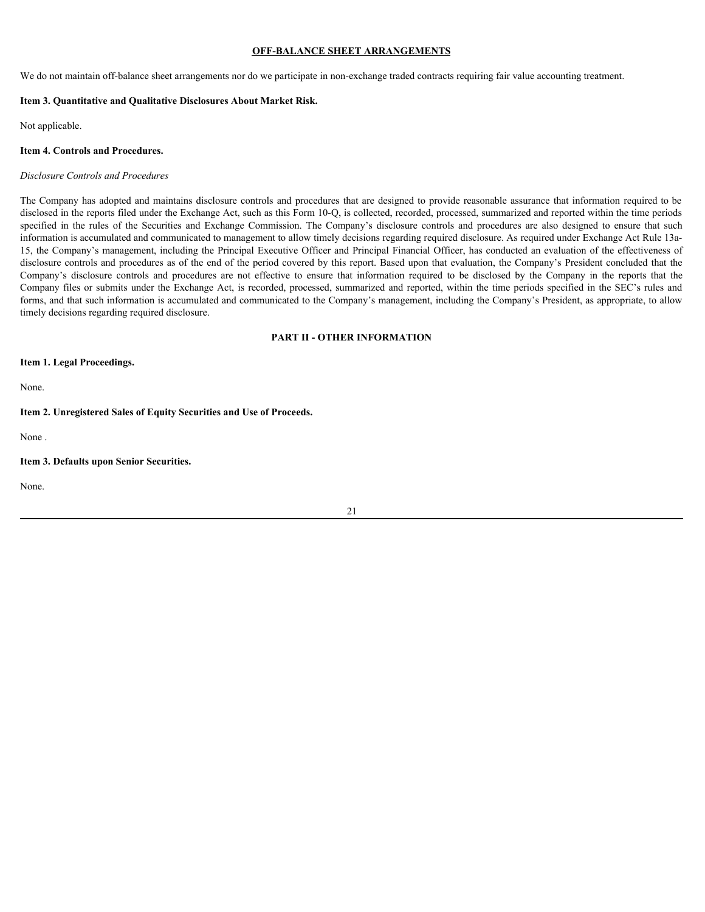## OFF-BALANCE SHEET ARRANGEMENTS

We do not maintain off-balance sheet arrangements nor do we participate in non-exchange traded contracts requiring fair value accounting treatment.

**Item 3. Quantitative and Qualitative Disclosures About Market Risk.**

Not applicable.

**Item 4. Controls and Procedures.**

*Disclosure Controls and Procedures*

The Company has adopted and maintains disclosure controls and procedures that are designed to provide reasonable assurance that information required to be disclosed in the reports filed under the Exchange Act, such as this Form 10-Q, is collected, recorded, processed, summarized and reported within the time periods specified in the rules of the Securities and Exchange Commission. The Company's disclosure controls and procedures are also designed to ensure that such information is accumulated and communicated to management to allow timely decisions regarding required disclosure. As required under Exchange Act Rule 13a-15, the Company's management, including the Principal Executive Officer and Principal Financial Officer, has conducted an evaluation of the effectiveness of disclosure controls and procedures as of the end of the period covered by this report. Based upon that evaluation, the Company's President concluded that the Company's disclosure controls and procedures are not effective to ensure that information required to be disclosed by the Company in the reports that the Company files or submits under the Exchange Act, is recorded, processed, summarized and reported, within the time periods specified in the SEC's rules and forms, and that such information is accumulated and communicated to the Company's management, including the Company's President, as appropriate, to allow timely decisions regarding required disclosure.

## PART II - OTHER INFORMATION

**Item 1. Legal Proceedings.**

None.

**Item 2. Unregistered Sales of Equity Securities and Use of Proceeds.**

None .

**Item 3. Defaults upon Senior Securities.**

None.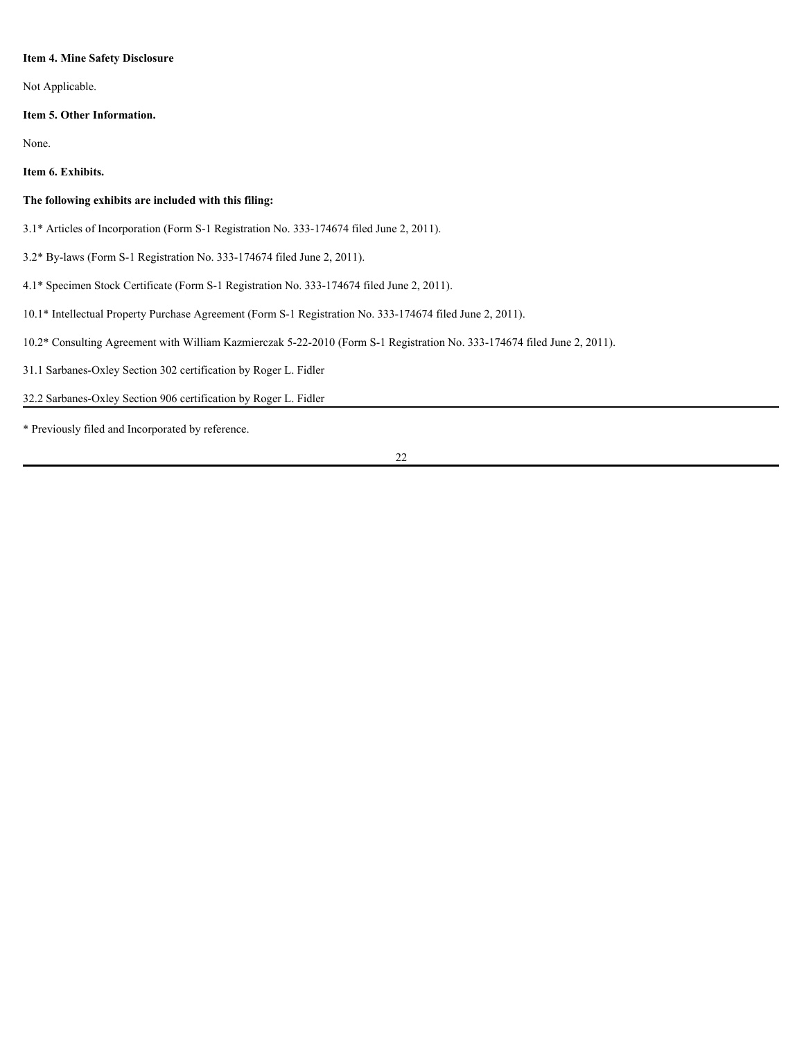**Item 4. Mine Safety Disclosure**

Not Applicable.

**Item 5. Other Information.**

None.

**Item 6. Exhibits.**

**The following exhibits are included with this filing:**

3.1* Articles of Incorporation (Form S-1 Registration No. 333-174674 filed June 2, 2011).

3.2* By-laws (Form S-1 Registration No. 333-174674 filed June 2, 2011).

4.1* Specimen Stock Certificate (Form S-1 Registration No. 333-174674 filed June 2, 2011).

10.1* Intellectual Property Purchase Agreement (Form S-1 Registration No. 333-174674 filed June 2, 2011).

10.2* Consulting Agreement with William Kazmierczak 5-22-2010 (Form S-1 Registration No. 333-174674 filed June 2, 2011).

31.1 Sarbanes-Oxley Section 302 certification by Roger L. Fidler

32.2 Sarbanes-Oxley Section 906 certification by Roger L. Fidler

* Previously filed and Incorporated by reference.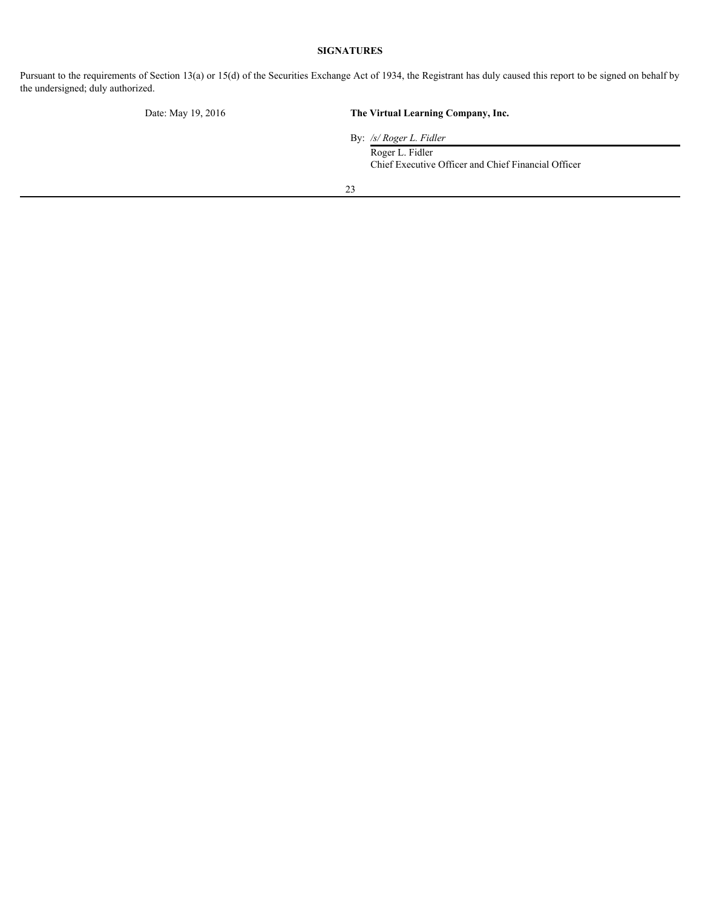**SIGNATURES**

Pursuant to the requirements of Section 13(a) or 15(d) of the Securities Exchange Act of 1934, the Registrant has duly caused this report to be signed on behalf by the undersigned; duly authorized.

Date: May 19, 2016

**The Virtual Learning Company, Inc.**

By: */s/ Roger L. Fidler*

Roger L. Fidler
Chief Executive Officer and Chief Financial Officer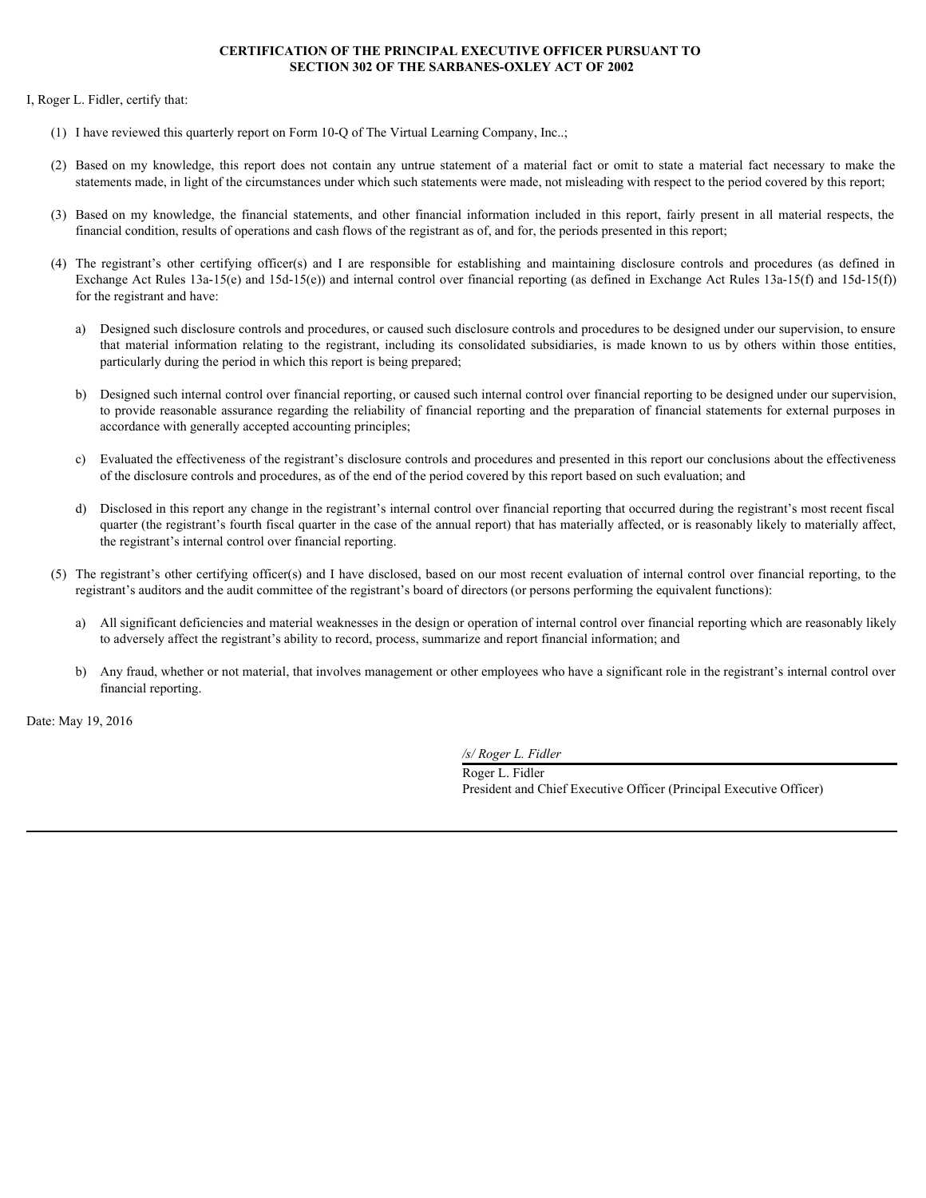**CERTIFICATION OF THE PRINCIPAL EXECUTIVE OFFICER PURSUANT TO SECTION 302 OF THE SARBANES-OXLEY ACT OF 2002**

I, Roger L. Fidler, certify that:

(1) I have reviewed this quarterly report on Form 10-Q of The Virtual Learning Company, Inc..;

(2) Based on my knowledge, this report does not contain any untrue statement of a material fact or omit to state a material fact necessary to make the statements made, in light of the circumstances under which such statements were made, not misleading with respect to the period covered by this report;

(3) Based on my knowledge, the financial statements, and other financial information included in this report, fairly present in all material respects, the financial condition, results of operations and cash flows of the registrant as of, and for, the periods presented in this report;

(4) The registrant's other certifying officer(s) and I are responsible for establishing and maintaining disclosure controls and procedures (as defined in Exchange Act Rules 13a-15(e) and 15d-15(e)) and internal control over financial reporting (as defined in Exchange Act Rules 13a-15(f) and 15d-15(f)) for the registrant and have:

a) Designed such disclosure controls and procedures, or caused such disclosure controls and procedures to be designed under our supervision, to ensure that material information relating to the registrant, including its consolidated subsidiaries, is made known to us by others within those entities, particularly during the period in which this report is being prepared;

b) Designed such internal control over financial reporting, or caused such internal control over financial reporting to be designed under our supervision, to provide reasonable assurance regarding the reliability of financial reporting and the preparation of financial statements for external purposes in accordance with generally accepted accounting principles;

c) Evaluated the effectiveness of the registrant's disclosure controls and procedures and presented in this report our conclusions about the effectiveness of the disclosure controls and procedures, as of the end of the period covered by this report based on such evaluation; and

d) Disclosed in this report any change in the registrant's internal control over financial reporting that occurred during the registrant's most recent fiscal quarter (the registrant's fourth fiscal quarter in the case of the annual report) that has materially affected, or is reasonably likely to materially affect, the registrant's internal control over financial reporting.

(5) The registrant's other certifying officer(s) and I have disclosed, based on our most recent evaluation of internal control over financial reporting, to the registrant's auditors and the audit committee of the registrant's board of directors (or persons performing the equivalent functions):

a) All significant deficiencies and material weaknesses in the design or operation of internal control over financial reporting which are reasonably likely to adversely affect the registrant's ability to record, process, summarize and report financial information; and

b) Any fraud, whether or not material, that involves management or other employees who have a significant role in the registrant's internal control over financial reporting.

Date: May 19, 2016

*/s/ Roger L. Fidler*

Roger L. Fidler
President and Chief Executive Officer (Principal Executive Officer)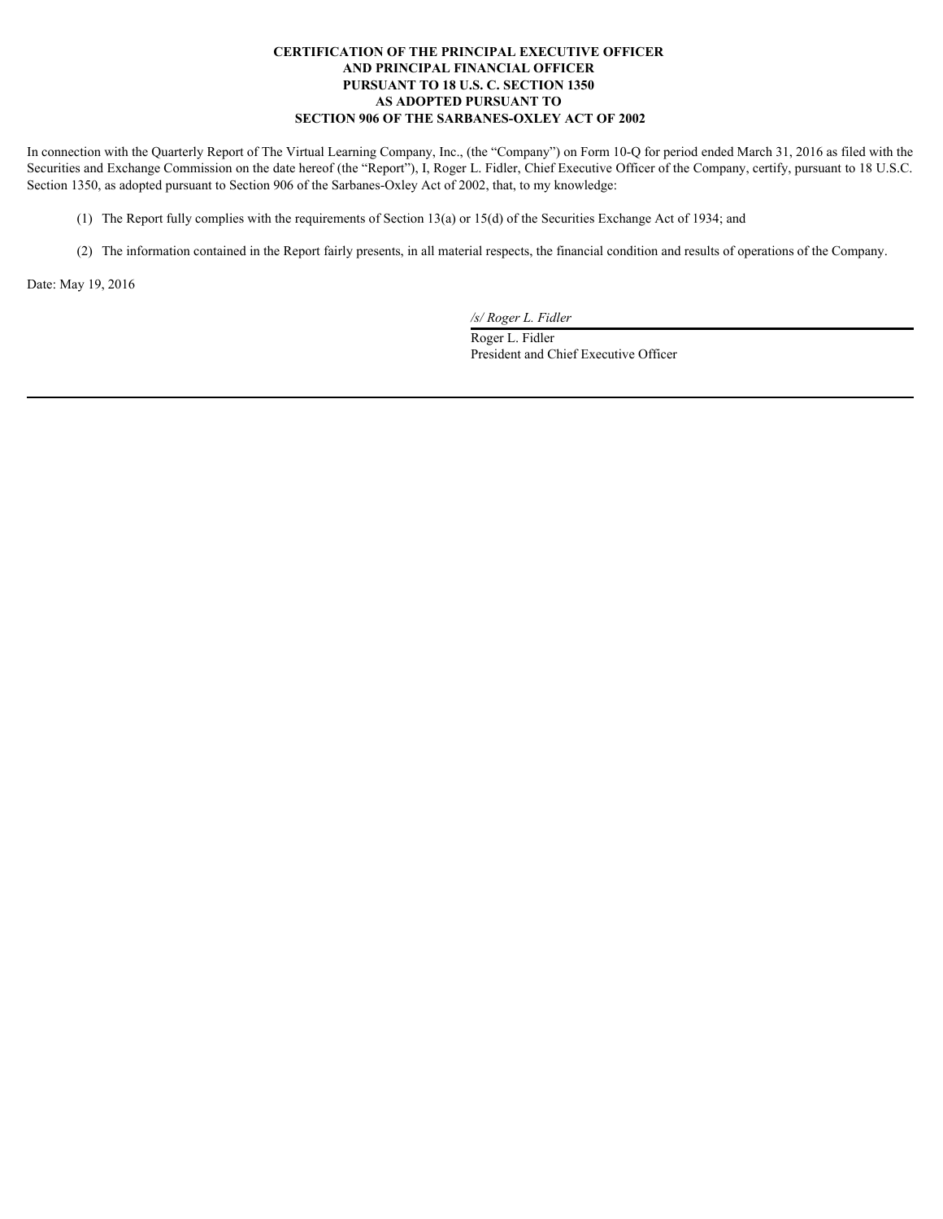**CERTIFICATION OF THE PRINCIPAL EXECUTIVE OFFICER AND PRINCIPAL FINANCIAL OFFICER PURSUANT TO 18 U.S. C. SECTION 1350 AS ADOPTED PURSUANT TO SECTION 906 OF THE SARBANES-OXLEY ACT OF 2002**

In connection with the Quarterly Report of The Virtual Learning Company, Inc., (the "Company") on Form 10-Q for period ended March 31, 2016 as filed with the Securities and Exchange Commission on the date hereof (the "Report"), I, Roger L. Fidler, Chief Executive Officer of the Company, certify, pursuant to 18 U.S.C. Section 1350, as adopted pursuant to Section 906 of the Sarbanes-Oxley Act of 2002, that, to my knowledge:

(1) The Report fully complies with the requirements of Section 13(a) or 15(d) of the Securities Exchange Act of 1934; and

(2) The information contained in the Report fairly presents, in all material respects, the financial condition and results of operations of the Company.

Date: May 19, 2016

*/s/ Roger L. Fidler*

Roger L. Fidler
President and Chief Executive Officer